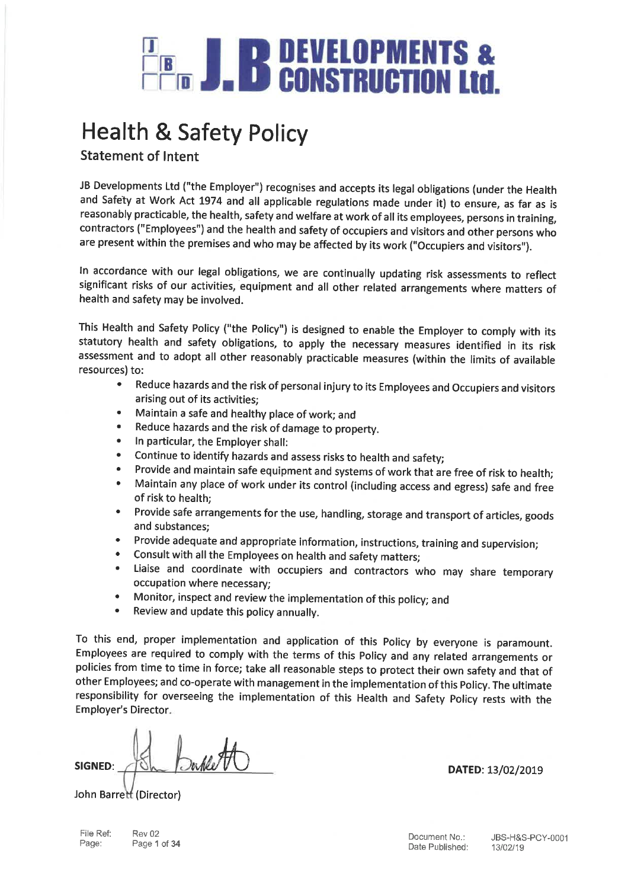# J.B DEVELOPMENTS & CONSTRUCTION Ltd.

# Health & Safety Policy

## Statement of Intent

JB Developments Ltd ("the Employer") recognises and accepts its legal obligations (under the Health and Safety at Work Act 1974 and all applicable regulations made under it) to ensure, as far as is reasonably practicable, the health, safety and welfare at work of all its employees, persons in training, contractors ("Employees") and the health and safety of occupiers and visitors and other persons who are present within the premises and who may be affected by its work ("Occupiers and visitors").

In accordance with our legal obligations, we are continually updating risk assessments to reflect significant risks of our activities, equipment and all other related arrangements where matters of health and safety may be involved.

This Health and Safety Policy ("the Policy") is designed to enable the Employer to comply with its statutory health and safety obligations, to apply the necessary measures identified in its risk assessment and to adopt all other reasonably practicable measures (within the limits of available resources) to:

- Reduce hazards and the risk of personal injury to its Employees and Occupiers and visitors arising out of its activities;
- Maintain a safe and healthy place of work; and
- Reduce hazards and the risk of damage to property.
- In particular, the Employer shall:
- Continue to identify hazards and assess risks to health and safety;
- Provide and maintain safe equipment and systems of work that are free of risk to health;
- Maintain any place of work under its control (including access and egress) safe and free of risk to health;
- Provide safe arrangements for the use, handling, storage and transport of articles, goods and substances;
- Provide adequate and appropriate information, instructions, training and supervision;
- Consult with all the Employees on health and safety matters;
- Liaise and coordinate with occupiers and contractors who may share temporary occupation where necessary;
- Monitor, inspect and review the implementation of this policy; and
- Review and update this policy annually.

To this end, proper implementation and application of this Policy by everyone is paramount. Employees are required to comply with the terms of this Policy and any related arrangements or policies from time to time in force; take all reasonable steps to protect their own safety and that of other Employees; and co-operate with management in the implementation of this Policy. The ultimate responsibility for overseeing the implementation of this Health and Safety Policy rests with the Employer's Director.

**SIGNED**: 

John Barrett (Director)

**DATED**: 13/02/2019

| | | | |
|---|---|---|---|
| File Ref: | Rev 02 | Document No.: | JBS-H&S-PCY-0001 |
| | | Date Published: | 13/02/19 |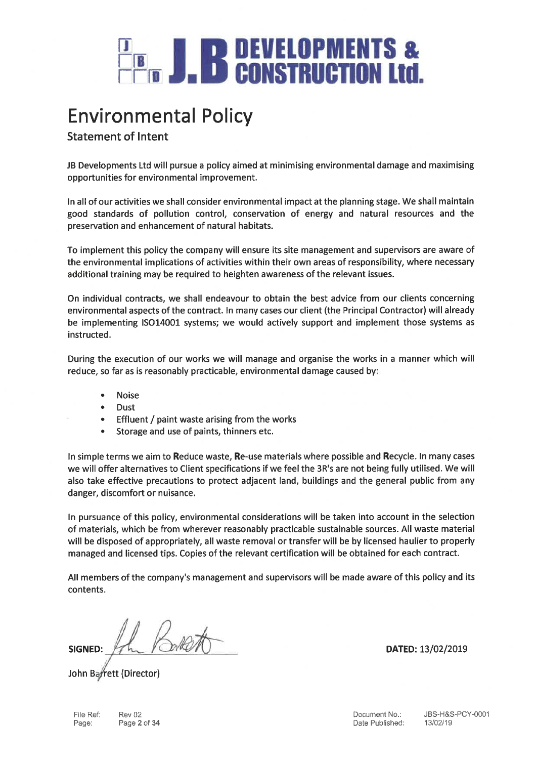# J.B DEVELOPMENTS & CONSTRUCTION Ltd.

# Environmental Policy

## Statement of Intent

JB Developments Ltd will pursue a policy aimed at minimising environmental damage and maximising opportunities for environmental improvement.

In all of our activities we shall consider environmental impact at the planning stage. We shall maintain good standards of pollution control, conservation of energy and natural resources and the preservation and enhancement of natural habitats.

To implement this policy the company will ensure its site management and supervisors are aware of the environmental implications of activities within their own areas of responsibility, where necessary additional training may be required to heighten awareness of the relevant issues.

On individual contracts, we shall endeavour to obtain the best advice from our clients concerning environmental aspects of the contract. In many cases our client (the Principal Contractor) will already be implementing ISO14001 systems; we would actively support and implement those systems as instructed.

During the execution of our works we will manage and organise the works in a manner which will reduce, so far as is reasonably practicable, environmental damage caused by:

- Noise
- Dust
- Effluent / paint waste arising from the works
- Storage and use of paints, thinners etc.

In simple terms we aim to **R**educe waste, **Re**-use materials where possible and **R**ecycle. In many cases we will offer alternatives to Client specifications if we feel the 3R's are not being fully utilised. We will also take effective precautions to protect adjacent land, buildings and the general public from any danger, discomfort or nuisance.

In pursuance of this policy, environmental considerations will be taken into account in the selection of materials, which be from wherever reasonably practicable sustainable sources. All waste material will be disposed of appropriately, all waste removal or transfer will be by licensed haulier to properly managed and licensed tips. Copies of the relevant certification will be obtained for each contract.

All members of the company's management and supervisors will be made aware of this policy and its contents.

**SIGNED:** 

John Barrett (Director)

**DATED:** 13/02/2019

File Ref: Rev 02

Document No.: JBS-H&S-PCY-0001
Date Published: 13/02/19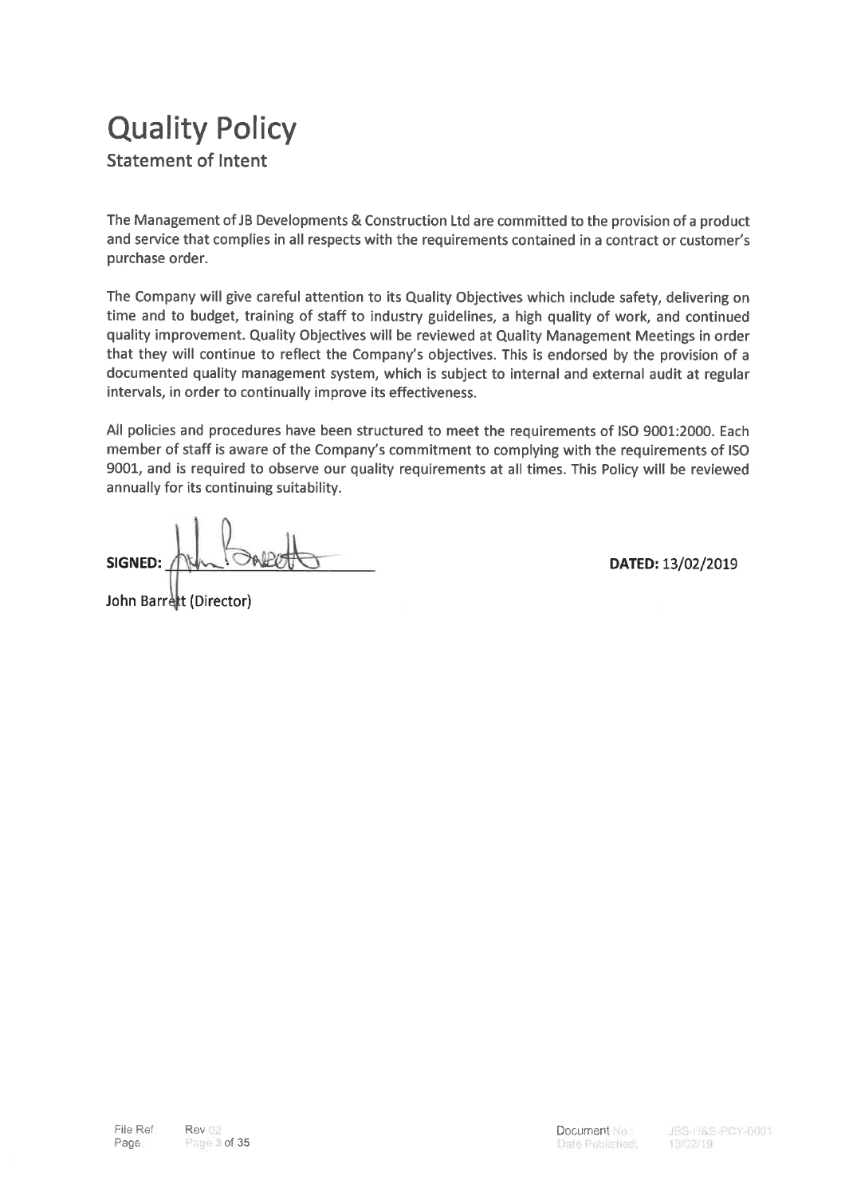# Quality Policy

## Statement of Intent

The Management of JB Developments & Construction Ltd are committed to the provision of a product and service that complies in all respects with the requirements contained in a contract or customer's purchase order.

The Company will give careful attention to its Quality Objectives which include safety, delivering on time and to budget, training of staff to industry guidelines, a high quality of work, and continued quality improvement. Quality Objectives will be reviewed at Quality Management Meetings in order that they will continue to reflect the Company's objectives. This is endorsed by the provision of a documented quality management system, which is subject to internal and external audit at regular intervals, in order to continually improve its effectiveness.

All policies and procedures have been structured to meet the requirements of ISO 9001:2000. Each member of staff is aware of the Company's commitment to complying with the requirements of ISO 9001, and is required to observe our quality requirements at all times. This Policy will be reviewed annually for its continuing suitability.

**SIGNED:** ____________________ **DATED:** 13/02/2019

John Barrett (Director)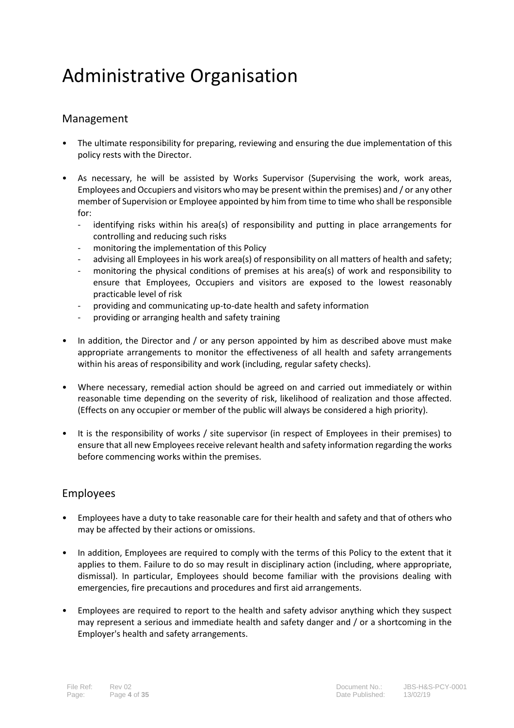# Administrative Organisation

## Management

- The ultimate responsibility for preparing, reviewing and ensuring the due implementation of this policy rests with the Director.

- As necessary, he will be assisted by Works Supervisor (Supervising the work, work areas, Employees and Occupiers and visitors who may be present within the premises) and / or any other member of Supervision or Employee appointed by him from time to time who shall be responsible for:
  - identifying risks within his area(s) of responsibility and putting in place arrangements for controlling and reducing such risks
  - monitoring the implementation of this Policy
  - advising all Employees in his work area(s) of responsibility on all matters of health and safety;
  - monitoring the physical conditions of premises at his area(s) of work and responsibility to ensure that Employees, Occupiers and visitors are exposed to the lowest reasonably practicable level of risk
  - providing and communicating up-to-date health and safety information
  - providing or arranging health and safety training

- In addition, the Director and / or any person appointed by him as described above must make appropriate arrangements to monitor the effectiveness of all health and safety arrangements within his areas of responsibility and work (including, regular safety checks).

- Where necessary, remedial action should be agreed on and carried out immediately or within reasonable time depending on the severity of risk, likelihood of realization and those affected. (Effects on any occupier or member of the public will always be considered a high priority).

- It is the responsibility of works / site supervisor (in respect of Employees in their premises) to ensure that all new Employees receive relevant health and safety information regarding the works before commencing works within the premises.

## Employees

- Employees have a duty to take reasonable care for their health and safety and that of others who may be affected by their actions or omissions.

- In addition, Employees are required to comply with the terms of this Policy to the extent that it applies to them. Failure to do so may result in disciplinary action (including, where appropriate, dismissal). In particular, Employees should become familiar with the provisions dealing with emergencies, fire precautions and procedures and first aid arrangements.

- Employees are required to report to the health and safety advisor anything which they suspect may represent a serious and immediate health and safety danger and / or a shortcoming in the Employer's health and safety arrangements.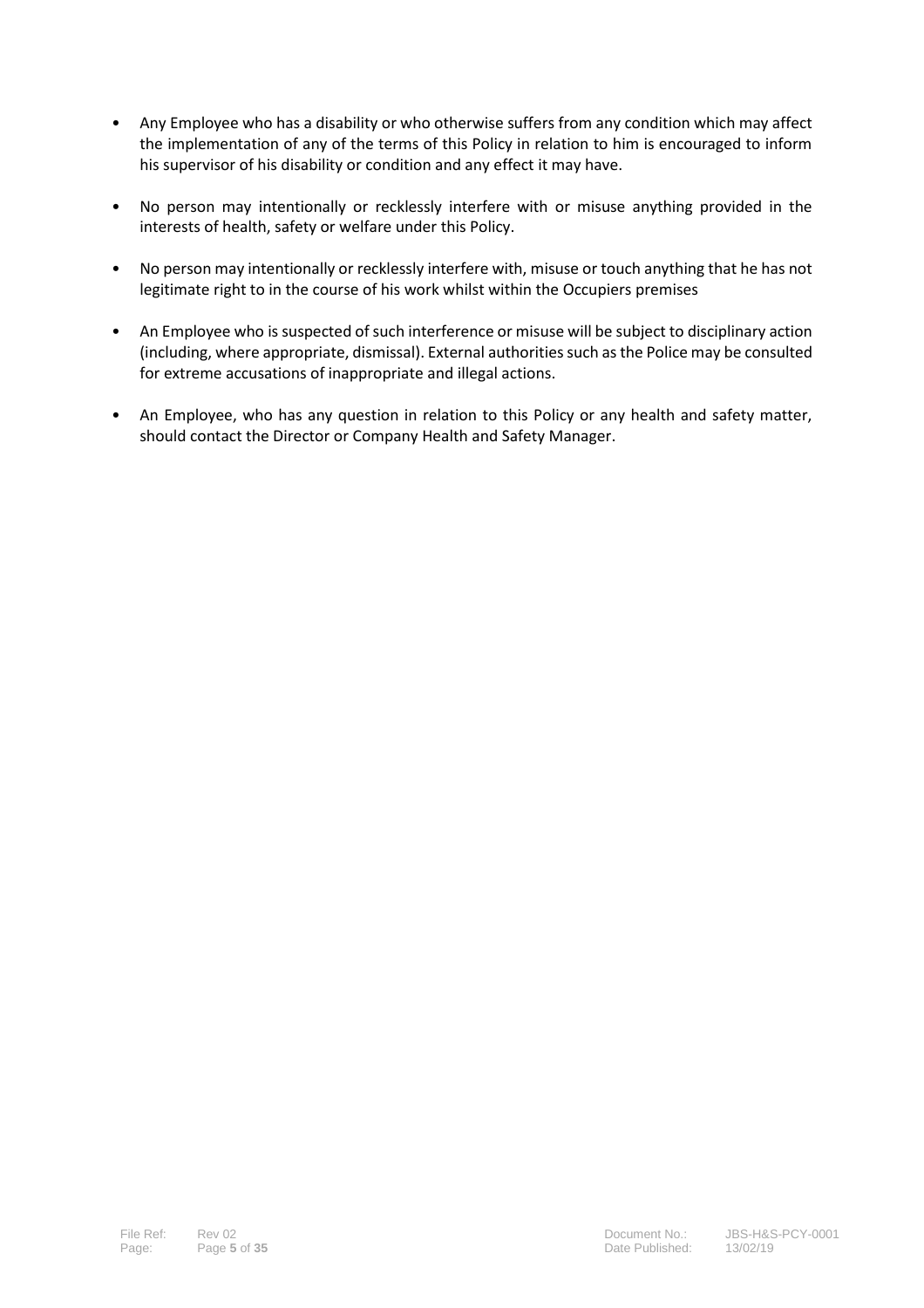- Any Employee who has a disability or who otherwise suffers from any condition which may affect the implementation of any of the terms of this Policy in relation to him is encouraged to inform his supervisor of his disability or condition and any effect it may have.

- No person may intentionally or recklessly interfere with or misuse anything provided in the interests of health, safety or welfare under this Policy.

- No person may intentionally or recklessly interfere with, misuse or touch anything that he has not legitimate right to in the course of his work whilst within the Occupiers premises

- An Employee who is suspected of such interference or misuse will be subject to disciplinary action (including, where appropriate, dismissal). External authorities such as the Police may be consulted for extreme accusations of inappropriate and illegal actions.

- An Employee, who has any question in relation to this Policy or any health and safety matter, should contact the Director or Company Health and Safety Manager.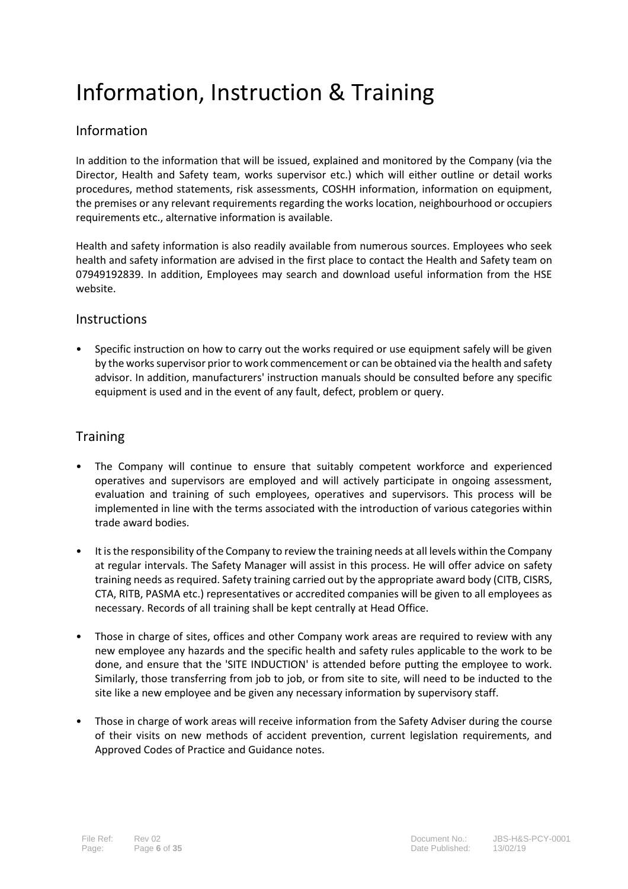# Information, Instruction & Training

## Information

In addition to the information that will be issued, explained and monitored by the Company (via the Director, Health and Safety team, works supervisor etc.) which will either outline or detail works procedures, method statements, risk assessments, COSHH information, information on equipment, the premises or any relevant requirements regarding the works location, neighbourhood or occupiers requirements etc., alternative information is available.

Health and safety information is also readily available from numerous sources. Employees who seek health and safety information are advised in the first place to contact the Health and Safety team on 07949192839. In addition, Employees may search and download useful information from the HSE website.

## Instructions

- Specific instruction on how to carry out the works required or use equipment safely will be given by the works supervisor prior to work commencement or can be obtained via the health and safety advisor. In addition, manufacturers' instruction manuals should be consulted before any specific equipment is used and in the event of any fault, defect, problem or query.

## Training

- The Company will continue to ensure that suitably competent workforce and experienced operatives and supervisors are employed and will actively participate in ongoing assessment, evaluation and training of such employees, operatives and supervisors. This process will be implemented in line with the terms associated with the introduction of various categories within trade award bodies.
- It is the responsibility of the Company to review the training needs at all levels within the Company at regular intervals. The Safety Manager will assist in this process. He will offer advice on safety training needs as required. Safety training carried out by the appropriate award body (CITB, CISRS, CTA, RITB, PASMA etc.) representatives or accredited companies will be given to all employees as necessary. Records of all training shall be kept centrally at Head Office.
- Those in charge of sites, offices and other Company work areas are required to review with any new employee any hazards and the specific health and safety rules applicable to the work to be done, and ensure that the 'SITE INDUCTION' is attended before putting the employee to work. Similarly, those transferring from job to job, or from site to site, will need to be inducted to the site like a new employee and be given any necessary information by supervisory staff.
- Those in charge of work areas will receive information from the Safety Adviser during the course of their visits on new methods of accident prevention, current legislation requirements, and Approved Codes of Practice and Guidance notes.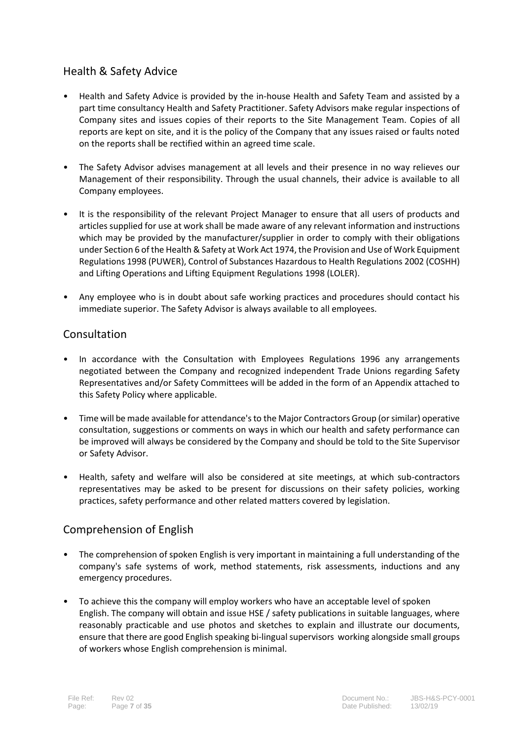## Health & Safety Advice

- Health and Safety Advice is provided by the in-house Health and Safety Team and assisted by a part time consultancy Health and Safety Practitioner. Safety Advisors make regular inspections of Company sites and issues copies of their reports to the Site Management Team. Copies of all reports are kept on site, and it is the policy of the Company that any issues raised or faults noted on the reports shall be rectified within an agreed time scale.

- The Safety Advisor advises management at all levels and their presence in no way relieves our Management of their responsibility. Through the usual channels, their advice is available to all Company employees.

- It is the responsibility of the relevant Project Manager to ensure that all users of products and articles supplied for use at work shall be made aware of any relevant information and instructions which may be provided by the manufacturer/supplier in order to comply with their obligations under Section 6 of the Health & Safety at Work Act 1974, the Provision and Use of Work Equipment Regulations 1998 (PUWER), Control of Substances Hazardous to Health Regulations 2002 (COSHH) and Lifting Operations and Lifting Equipment Regulations 1998 (LOLER).

- Any employee who is in doubt about safe working practices and procedures should contact his immediate superior. The Safety Advisor is always available to all employees.

## Consultation

- In accordance with the Consultation with Employees Regulations 1996 any arrangements negotiated between the Company and recognized independent Trade Unions regarding Safety Representatives and/or Safety Committees will be added in the form of an Appendix attached to this Safety Policy where applicable.

- Time will be made available for attendance's to the Major Contractors Group (or similar) operative consultation, suggestions or comments on ways in which our health and safety performance can be improved will always be considered by the Company and should be told to the Site Supervisor or Safety Advisor.

- Health, safety and welfare will also be considered at site meetings, at which sub-contractors representatives may be asked to be present for discussions on their safety policies, working practices, safety performance and other related matters covered by legislation.

## Comprehension of English

- The comprehension of spoken English is very important in maintaining a full understanding of the company's safe systems of work, method statements, risk assessments, inductions and any emergency procedures.

- To achieve this the company will employ workers who have an acceptable level of spoken English. The company will obtain and issue HSE / safety publications in suitable languages, where reasonably practicable and use photos and sketches to explain and illustrate our documents, ensure that there are good English speaking bi-lingual supervisors working alongside small groups of workers whose English comprehension is minimal.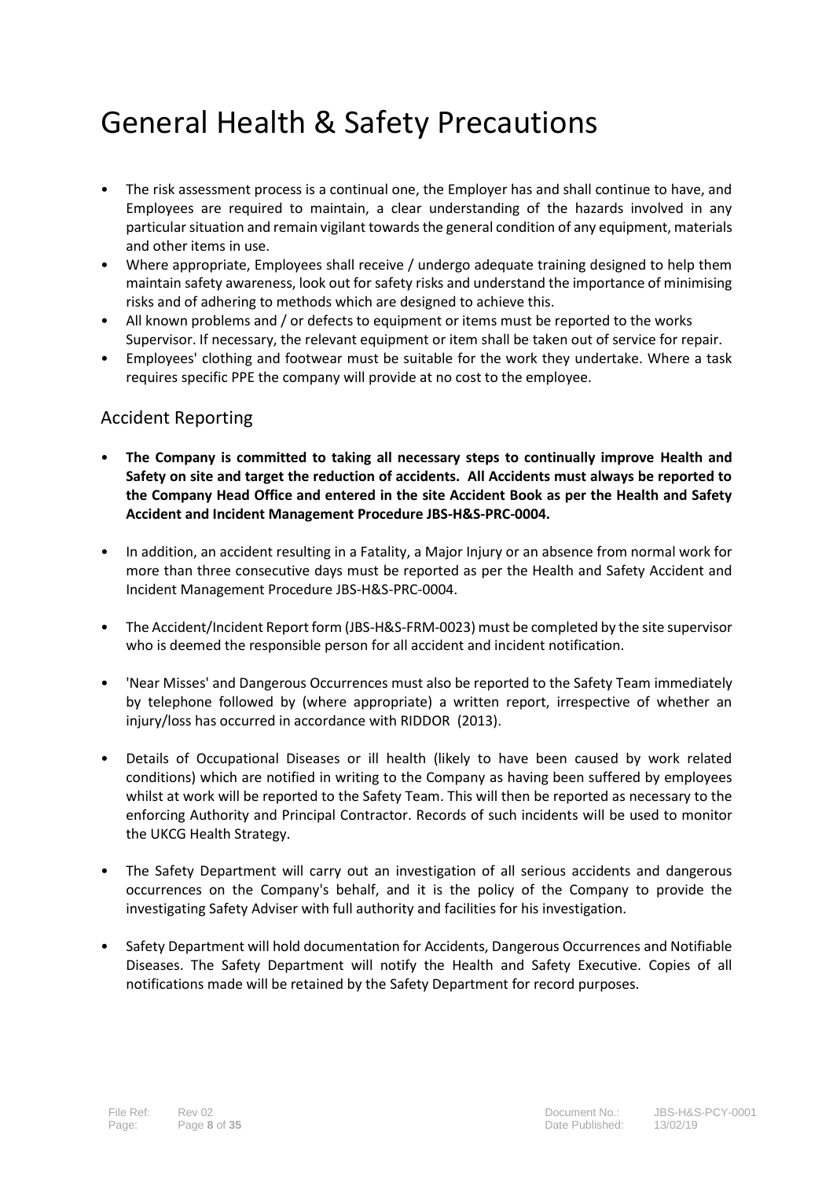# General Health & Safety Precautions

- The risk assessment process is a continual one, the Employer has and shall continue to have, and Employees are required to maintain, a clear understanding of the hazards involved in any particular situation and remain vigilant towards the general condition of any equipment, materials and other items in use.
- Where appropriate, Employees shall receive / undergo adequate training designed to help them maintain safety awareness, look out for safety risks and understand the importance of minimising risks and of adhering to methods which are designed to achieve this.
- All known problems and / or defects to equipment or items must be reported to the works Supervisor. If necessary, the relevant equipment or item shall be taken out of service for repair.
- Employees' clothing and footwear must be suitable for the work they undertake. Where a task requires specific PPE the company will provide at no cost to the employee.

## Accident Reporting

- **The Company is committed to taking all necessary steps to continually improve Health and Safety on site and target the reduction of accidents. All Accidents must always be reported to the Company Head Office and entered in the site Accident Book as per the Health and Safety Accident and Incident Management Procedure JBS-H&S-PRC-0004.**

- In addition, an accident resulting in a Fatality, a Major Injury or an absence from normal work for more than three consecutive days must be reported as per the Health and Safety Accident and Incident Management Procedure JBS-H&S-PRC-0004.

- The Accident/Incident Report form (JBS-H&S-FRM-0023) must be completed by the site supervisor who is deemed the responsible person for all accident and incident notification.

- 'Near Misses' and Dangerous Occurrences must also be reported to the Safety Team immediately by telephone followed by (where appropriate) a written report, irrespective of whether an injury/loss has occurred in accordance with RIDDOR (2013).

- Details of Occupational Diseases or ill health (likely to have been caused by work related conditions) which are notified in writing to the Company as having been suffered by employees whilst at work will be reported to the Safety Team. This will then be reported as necessary to the enforcing Authority and Principal Contractor. Records of such incidents will be used to monitor the UKCG Health Strategy.

- The Safety Department will carry out an investigation of all serious accidents and dangerous occurrences on the Company's behalf, and it is the policy of the Company to provide the investigating Safety Adviser with full authority and facilities for his investigation.

- Safety Department will hold documentation for Accidents, Dangerous Occurrences and Notifiable Diseases. The Safety Department will notify the Health and Safety Executive. Copies of all notifications made will be retained by the Safety Department for record purposes.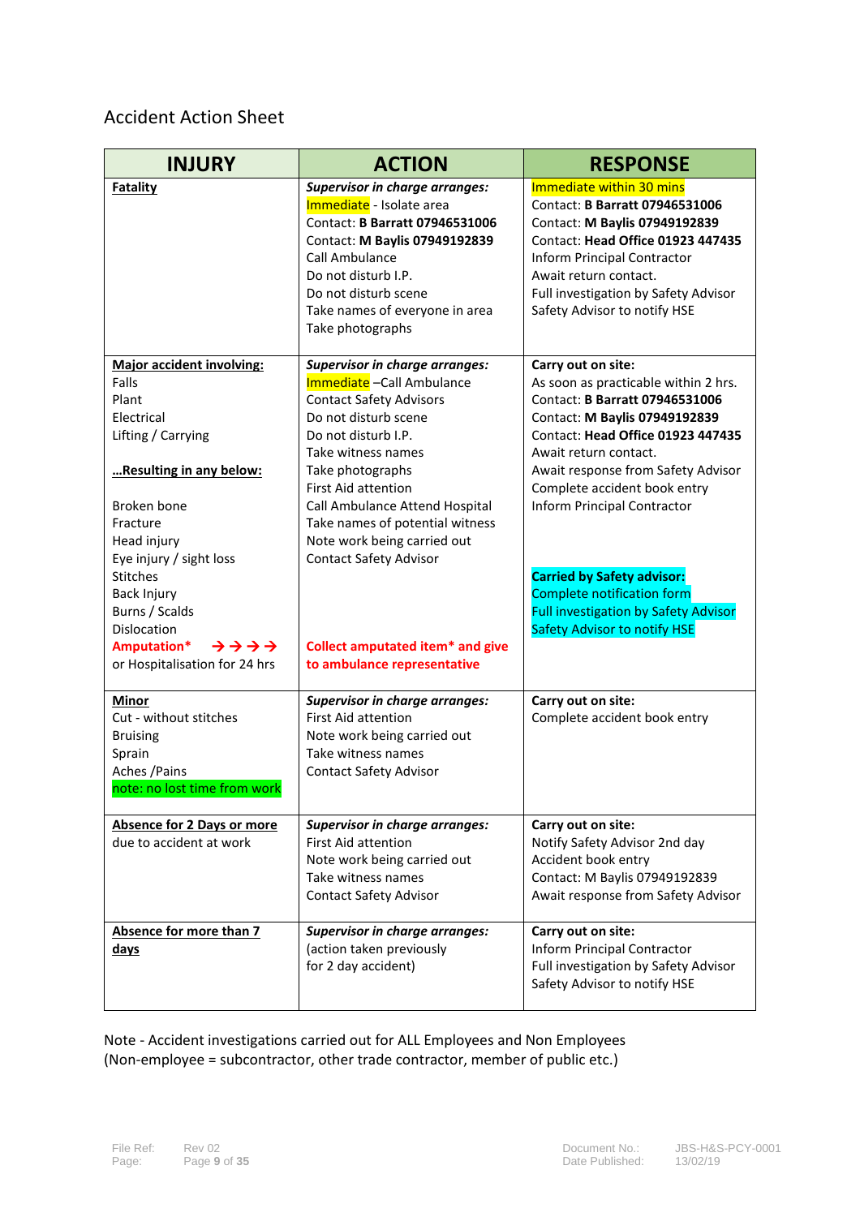## Accident Action Sheet

| INJURY | ACTION | RESPONSE |
|---|---|---|
| **Fatality** | ***Supervisor in charge arranges:***<br>Immediate - Isolate area<br>Contact: **B Barratt 07946531006**<br>Contact: **M Baylis 07949192839**<br>Call Ambulance<br>Do not disturb I.P.<br>Do not disturb scene<br>Take names of everyone in area<br>Take photographs | Immediate within 30 mins<br>Contact: **B Barratt 07946531006**<br>Contact: **M Baylis 07949192839**<br>Contact: **Head Office 01923 447435**<br>Inform Principal Contractor<br>Await return contact.<br>Full investigation by Safety Advisor<br>Safety Advisor to notify HSE |
| **Major accident involving:**<br>Falls<br>Plant<br>Electrical<br>Lifting / Carrying<br><br>**…Resulting in any below:**<br><br>Broken bone<br>Fracture<br>Head injury<br>Eye injury / sight loss<br>Stitches<br>Back Injury<br>Burns / Scalds<br>Dislocation<br>**Amputation*** →→→→<br>or Hospitalisation for 24 hrs | ***Supervisor in charge arranges:***<br>Immediate –Call Ambulance<br>Contact Safety Advisors<br>Do not disturb scene<br>Do not disturb I.P.<br>Take witness names<br>Take photographs<br>First Aid attention<br>Call Ambulance Attend Hospital<br>Take names of potential witness<br>Note work being carried out<br>Contact Safety Advisor<br><br>**Collect amputated item* and give to ambulance representative** | **Carry out on site:**<br>As soon as practicable within 2 hrs.<br>Contact: **B Barratt 07946531006**<br>Contact: **M Baylis 07949192839**<br>Contact: **Head Office 01923 447435**<br>Await return contact.<br>Await response from Safety Advisor<br>Complete accident book entry<br>Inform Principal Contractor<br><br>**Carried by Safety advisor:**<br>Complete notification form<br>Full investigation by Safety Advisor<br>Safety Advisor to notify HSE |
| **Minor**<br>Cut - without stitches<br>Bruising<br>Sprain<br>Aches /Pains<br>note: no lost time from work | ***Supervisor in charge arranges:***<br>First Aid attention<br>Note work being carried out<br>Take witness names<br>Contact Safety Advisor | **Carry out on site:**<br>Complete accident book entry |
| **Absence for 2 Days or more**<br>due to accident at work | ***Supervisor in charge arranges:***<br>First Aid attention<br>Note work being carried out<br>Take witness names<br>Contact Safety Advisor | **Carry out on site:**<br>Notify Safety Advisor 2nd day<br>Accident book entry<br>Contact: M Baylis 07949192839<br>Await response from Safety Advisor |
| **Absence for more than 7 days** | ***Supervisor in charge arranges:***<br>(action taken previously for 2 day accident) | **Carry out on site:**<br>Inform Principal Contractor<br>Full investigation by Safety Advisor<br>Safety Advisor to notify HSE |

Note - Accident investigations carried out for ALL Employees and Non Employees (Non-employee = subcontractor, other trade contractor, member of public etc.)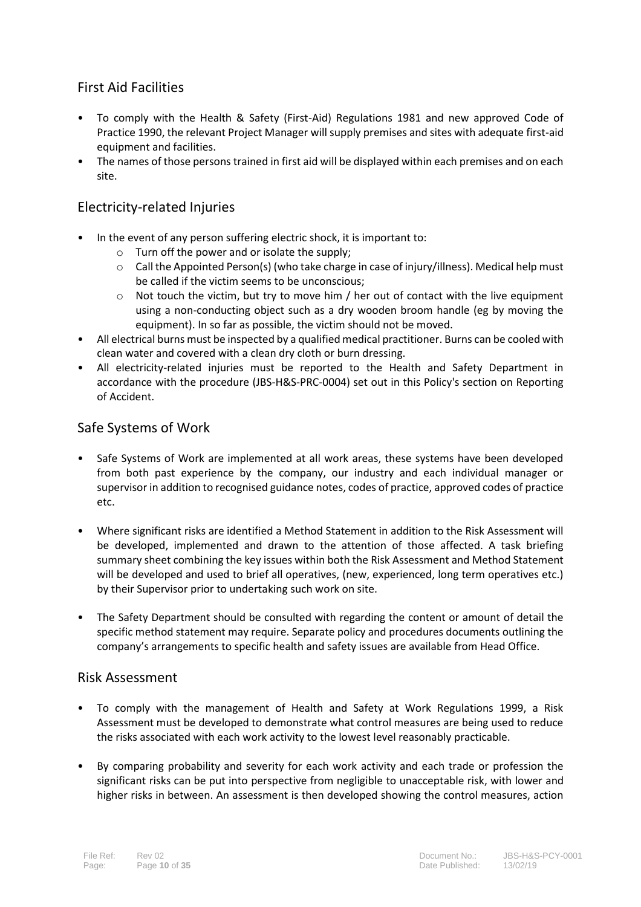## First Aid Facilities

- To comply with the Health & Safety (First-Aid) Regulations 1981 and new approved Code of Practice 1990, the relevant Project Manager will supply premises and sites with adequate first-aid equipment and facilities.
- The names of those persons trained in first aid will be displayed within each premises and on each site.

## Electricity-related Injuries

- In the event of any person suffering electric shock, it is important to:
  - Turn off the power and or isolate the supply;
  - Call the Appointed Person(s) (who take charge in case of injury/illness). Medical help must be called if the victim seems to be unconscious;
  - Not touch the victim, but try to move him / her out of contact with the live equipment using a non-conducting object such as a dry wooden broom handle (eg by moving the equipment). In so far as possible, the victim should not be moved.
- All electrical burns must be inspected by a qualified medical practitioner. Burns can be cooled with clean water and covered with a clean dry cloth or burn dressing.
- All electricity-related injuries must be reported to the Health and Safety Department in accordance with the procedure (JBS-H&S-PRC-0004) set out in this Policy's section on Reporting of Accident.

## Safe Systems of Work

- Safe Systems of Work are implemented at all work areas, these systems have been developed from both past experience by the company, our industry and each individual manager or supervisor in addition to recognised guidance notes, codes of practice, approved codes of practice etc.

- Where significant risks are identified a Method Statement in addition to the Risk Assessment will be developed, implemented and drawn to the attention of those affected. A task briefing summary sheet combining the key issues within both the Risk Assessment and Method Statement will be developed and used to brief all operatives, (new, experienced, long term operatives etc.) by their Supervisor prior to undertaking such work on site.

- The Safety Department should be consulted with regarding the content or amount of detail the specific method statement may require. Separate policy and procedures documents outlining the company's arrangements to specific health and safety issues are available from Head Office.

## Risk Assessment

- To comply with the management of Health and Safety at Work Regulations 1999, a Risk Assessment must be developed to demonstrate what control measures are being used to reduce the risks associated with each work activity to the lowest level reasonably practicable.

- By comparing probability and severity for each work activity and each trade or profession the significant risks can be put into perspective from negligible to unacceptable risk, with lower and higher risks in between. An assessment is then developed showing the control measures, action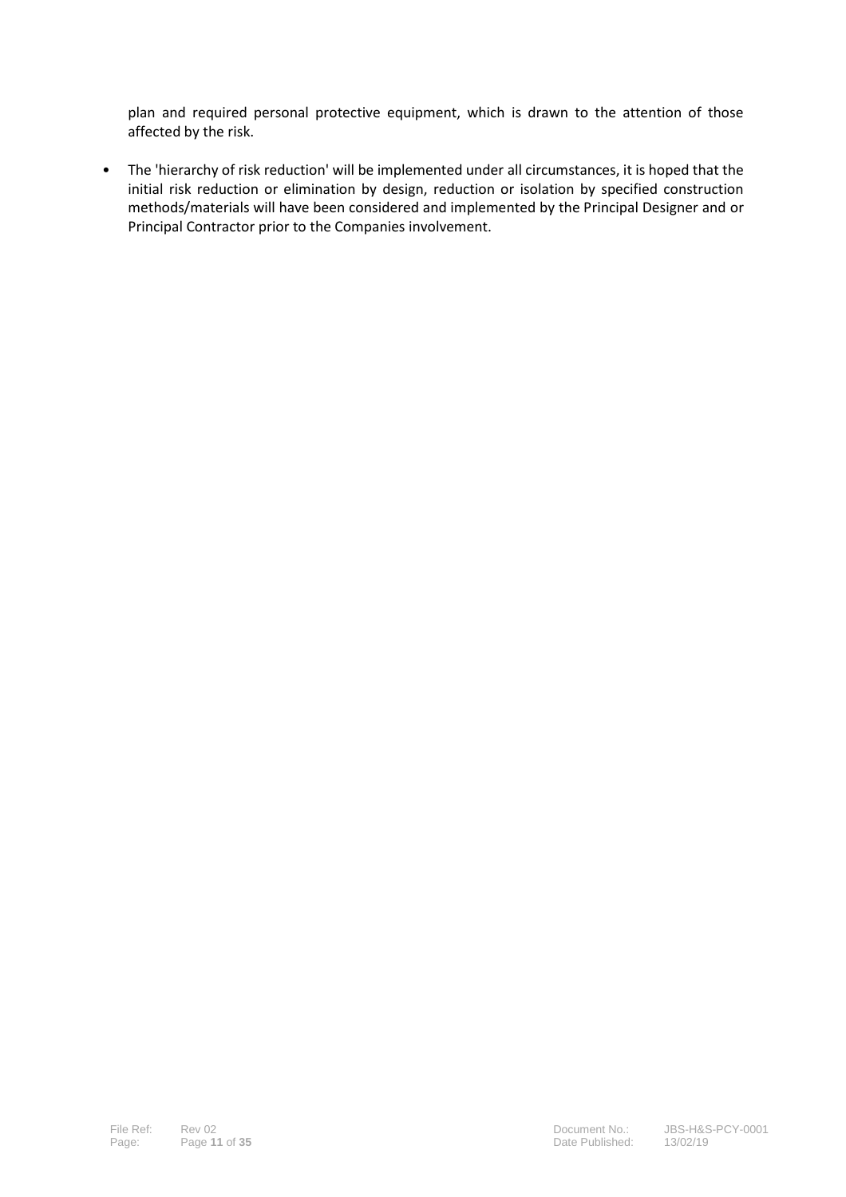plan and required personal protective equipment, which is drawn to the attention of those affected by the risk.

- The 'hierarchy of risk reduction' will be implemented under all circumstances, it is hoped that the initial risk reduction or elimination by design, reduction or isolation by specified construction methods/materials will have been considered and implemented by the Principal Designer and or Principal Contractor prior to the Companies involvement.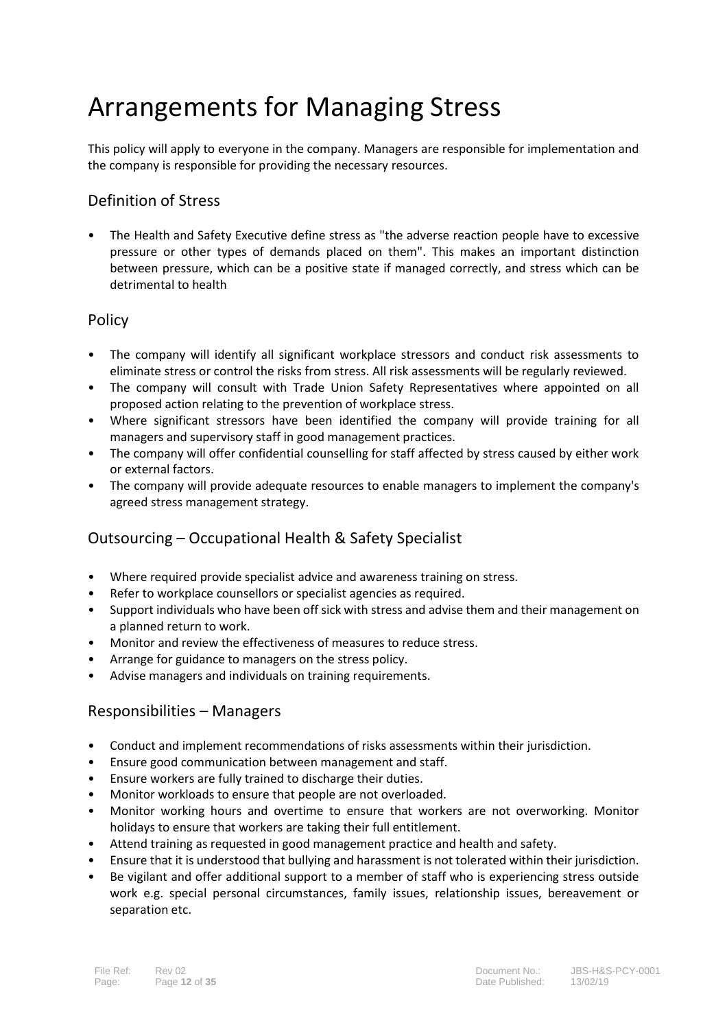# Arrangements for Managing Stress

This policy will apply to everyone in the company. Managers are responsible for implementation and the company is responsible for providing the necessary resources.

## Definition of Stress

- The Health and Safety Executive define stress as "the adverse reaction people have to excessive pressure or other types of demands placed on them". This makes an important distinction between pressure, which can be a positive state if managed correctly, and stress which can be detrimental to health

## Policy

- The company will identify all significant workplace stressors and conduct risk assessments to eliminate stress or control the risks from stress. All risk assessments will be regularly reviewed.
- The company will consult with Trade Union Safety Representatives where appointed on all proposed action relating to the prevention of workplace stress.
- Where significant stressors have been identified the company will provide training for all managers and supervisory staff in good management practices.
- The company will offer confidential counselling for staff affected by stress caused by either work or external factors.
- The company will provide adequate resources to enable managers to implement the company's agreed stress management strategy.

## Outsourcing – Occupational Health & Safety Specialist

- Where required provide specialist advice and awareness training on stress.
- Refer to workplace counsellors or specialist agencies as required.
- Support individuals who have been off sick with stress and advise them and their management on a planned return to work.
- Monitor and review the effectiveness of measures to reduce stress.
- Arrange for guidance to managers on the stress policy.
- Advise managers and individuals on training requirements.

## Responsibilities – Managers

- Conduct and implement recommendations of risks assessments within their jurisdiction.
- Ensure good communication between management and staff.
- Ensure workers are fully trained to discharge their duties.
- Monitor workloads to ensure that people are not overloaded.
- Monitor working hours and overtime to ensure that workers are not overworking. Monitor holidays to ensure that workers are taking their full entitlement.
- Attend training as requested in good management practice and health and safety.
- Ensure that it is understood that bullying and harassment is not tolerated within their jurisdiction.
- Be vigilant and offer additional support to a member of staff who is experiencing stress outside work e.g. special personal circumstances, family issues, relationship issues, bereavement or separation etc.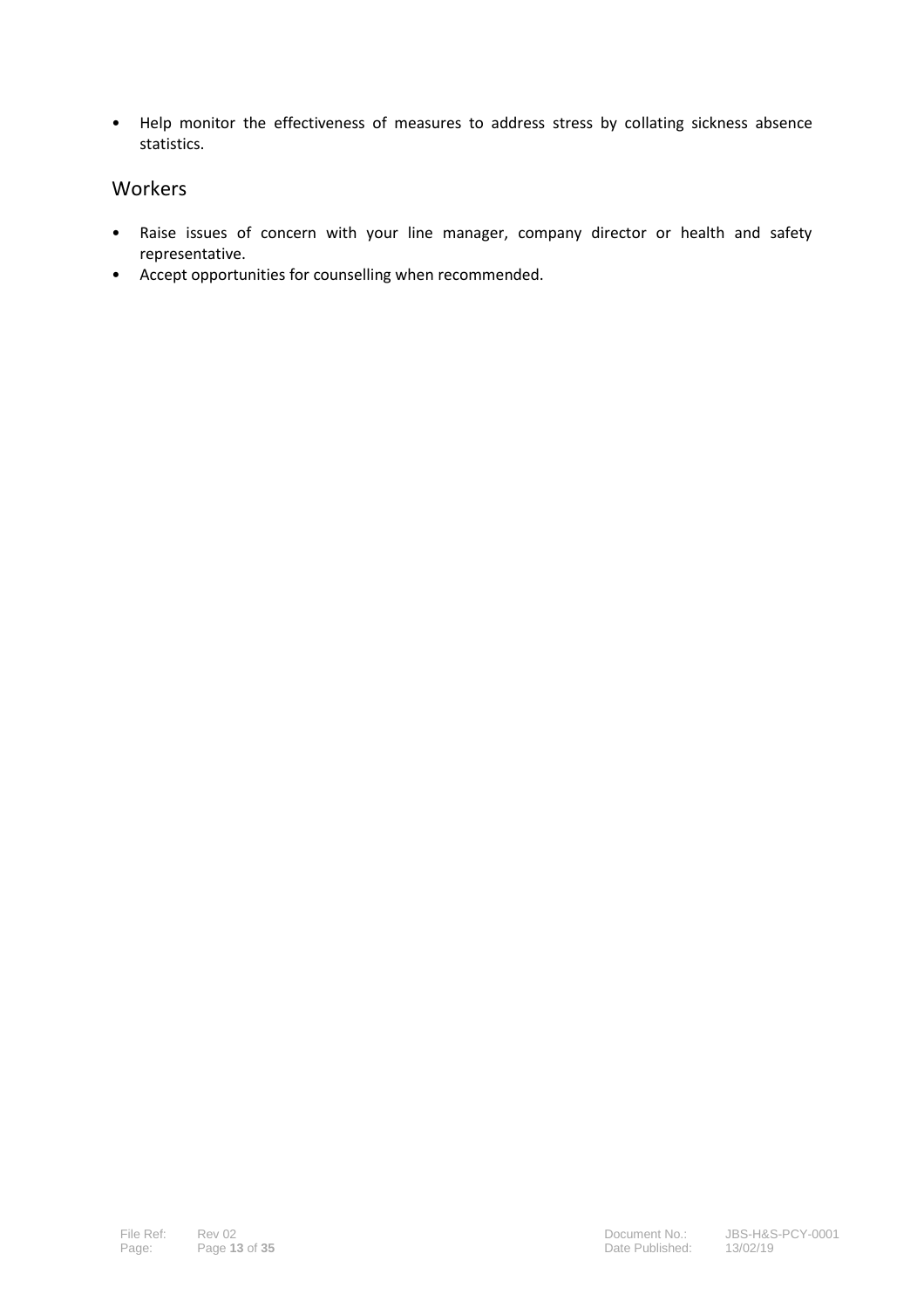- Help monitor the effectiveness of measures to address stress by collating sickness absence statistics.

## Workers

- Raise issues of concern with your line manager, company director or health and safety representative.
- Accept opportunities for counselling when recommended.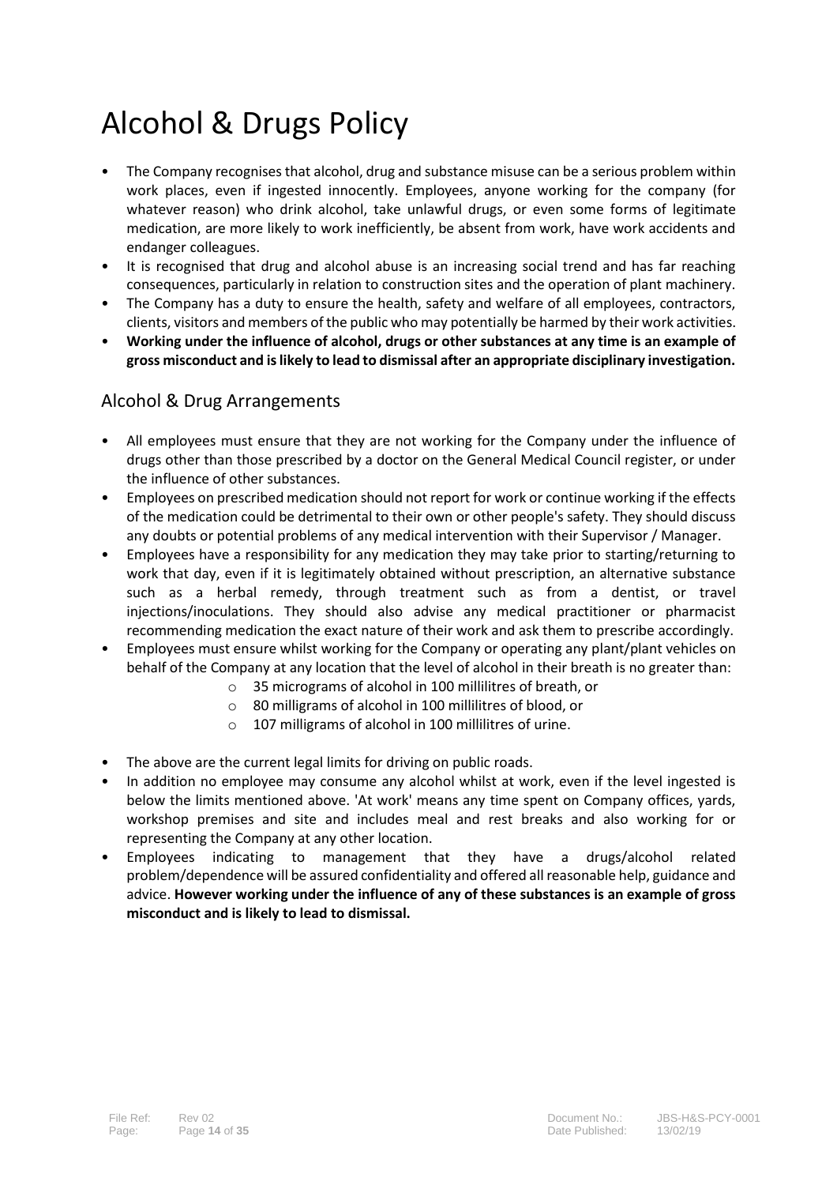# Alcohol & Drugs Policy

- The Company recognises that alcohol, drug and substance misuse can be a serious problem within work places, even if ingested innocently. Employees, anyone working for the company (for whatever reason) who drink alcohol, take unlawful drugs, or even some forms of legitimate medication, are more likely to work inefficiently, be absent from work, have work accidents and endanger colleagues.
- It is recognised that drug and alcohol abuse is an increasing social trend and has far reaching consequences, particularly in relation to construction sites and the operation of plant machinery.
- The Company has a duty to ensure the health, safety and welfare of all employees, contractors, clients, visitors and members of the public who may potentially be harmed by their work activities.
- **Working under the influence of alcohol, drugs or other substances at any time is an example of gross misconduct and is likely to lead to dismissal after an appropriate disciplinary investigation.**

## Alcohol & Drug Arrangements

- All employees must ensure that they are not working for the Company under the influence of drugs other than those prescribed by a doctor on the General Medical Council register, or under the influence of other substances.
- Employees on prescribed medication should not report for work or continue working if the effects of the medication could be detrimental to their own or other people's safety. They should discuss any doubts or potential problems of any medical intervention with their Supervisor / Manager.
- Employees have a responsibility for any medication they may take prior to starting/returning to work that day, even if it is legitimately obtained without prescription, an alternative substance such as a herbal remedy, through treatment such as from a dentist, or travel injections/inoculations. They should also advise any medical practitioner or pharmacist recommending medication the exact nature of their work and ask them to prescribe accordingly.
- Employees must ensure whilst working for the Company or operating any plant/plant vehicles on behalf of the Company at any location that the level of alcohol in their breath is no greater than:
  - 35 micrograms of alcohol in 100 millilitres of breath, or
  - 80 milligrams of alcohol in 100 millilitres of blood, or
  - 107 milligrams of alcohol in 100 millilitres of urine.
- The above are the current legal limits for driving on public roads.
- In addition no employee may consume any alcohol whilst at work, even if the level ingested is below the limits mentioned above. 'At work' means any time spent on Company offices, yards, workshop premises and site and includes meal and rest breaks and also working for or representing the Company at any other location.
- Employees indicating to management that they have a drugs/alcohol related problem/dependence will be assured confidentiality and offered all reasonable help, guidance and advice. **However working under the influence of any of these substances is an example of gross misconduct and is likely to lead to dismissal.**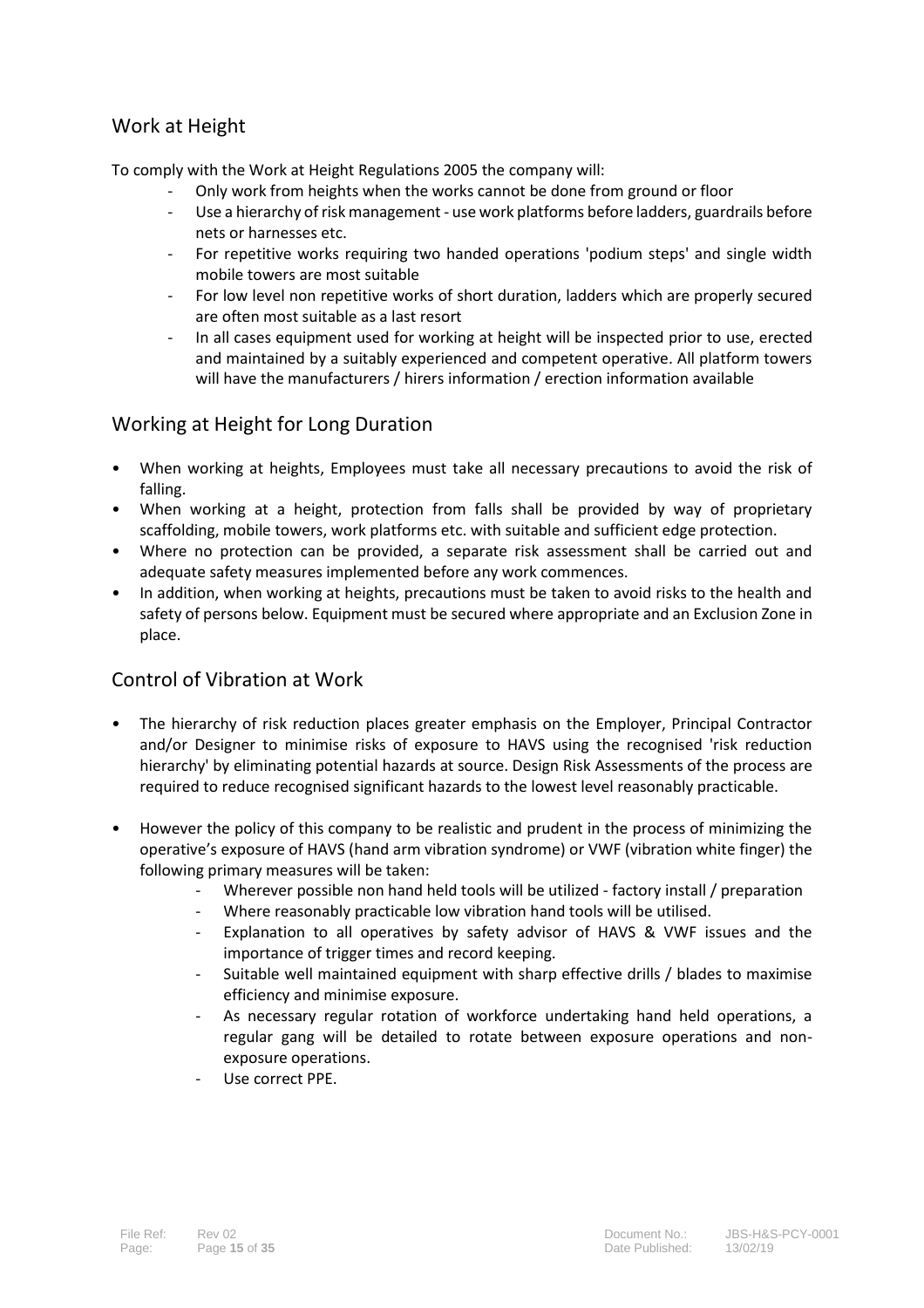## Work at Height

To comply with the Work at Height Regulations 2005 the company will:

- Only work from heights when the works cannot be done from ground or floor
- Use a hierarchy of risk management - use work platforms before ladders, guardrails before nets or harnesses etc.
- For repetitive works requiring two handed operations 'podium steps' and single width mobile towers are most suitable
- For low level non repetitive works of short duration, ladders which are properly secured are often most suitable as a last resort
- In all cases equipment used for working at height will be inspected prior to use, erected and maintained by a suitably experienced and competent operative. All platform towers will have the manufacturers / hirers information / erection information available

## Working at Height for Long Duration

- When working at heights, Employees must take all necessary precautions to avoid the risk of falling.
- When working at a height, protection from falls shall be provided by way of proprietary scaffolding, mobile towers, work platforms etc. with suitable and sufficient edge protection.
- Where no protection can be provided, a separate risk assessment shall be carried out and adequate safety measures implemented before any work commences.
- In addition, when working at heights, precautions must be taken to avoid risks to the health and safety of persons below. Equipment must be secured where appropriate and an Exclusion Zone in place.

## Control of Vibration at Work

- The hierarchy of risk reduction places greater emphasis on the Employer, Principal Contractor and/or Designer to minimise risks of exposure to HAVS using the recognised 'risk reduction hierarchy' by eliminating potential hazards at source. Design Risk Assessments of the process are required to reduce recognised significant hazards to the lowest level reasonably practicable.

- However the policy of this company to be realistic and prudent in the process of minimizing the operative's exposure of HAVS (hand arm vibration syndrome) or VWF (vibration white finger) the following primary measures will be taken:
  - Wherever possible non hand held tools will be utilized - factory install / preparation
  - Where reasonably practicable low vibration hand tools will be utilised.
  - Explanation to all operatives by safety advisor of HAVS & VWF issues and the importance of trigger times and record keeping.
  - Suitable well maintained equipment with sharp effective drills / blades to maximise efficiency and minimise exposure.
  - As necessary regular rotation of workforce undertaking hand held operations, a regular gang will be detailed to rotate between exposure operations and non-exposure operations.
  - Use correct PPE.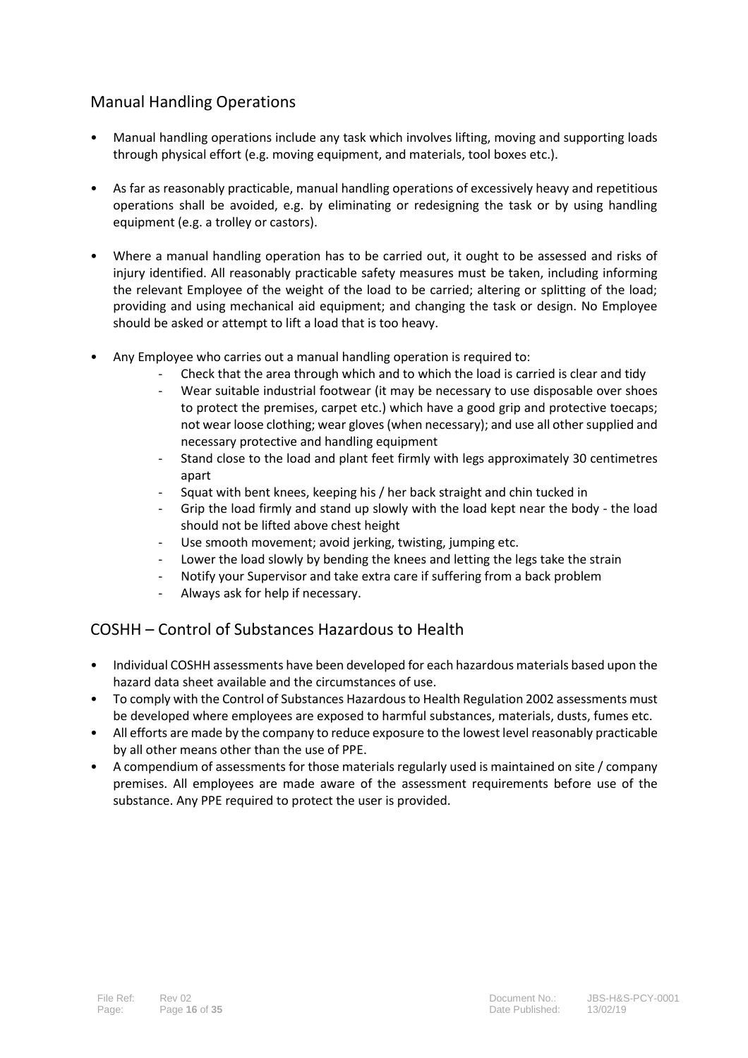## Manual Handling Operations

- Manual handling operations include any task which involves lifting, moving and supporting loads through physical effort (e.g. moving equipment, and materials, tool boxes etc.).
- As far as reasonably practicable, manual handling operations of excessively heavy and repetitious operations shall be avoided, e.g. by eliminating or redesigning the task or by using handling equipment (e.g. a trolley or castors).
- Where a manual handling operation has to be carried out, it ought to be assessed and risks of injury identified. All reasonably practicable safety measures must be taken, including informing the relevant Employee of the weight of the load to be carried; altering or splitting of the load; providing and using mechanical aid equipment; and changing the task or design. No Employee should be asked or attempt to lift a load that is too heavy.
- Any Employee who carries out a manual handling operation is required to:
  - Check that the area through which and to which the load is carried is clear and tidy
  - Wear suitable industrial footwear (it may be necessary to use disposable over shoes to protect the premises, carpet etc.) which have a good grip and protective toecaps; not wear loose clothing; wear gloves (when necessary); and use all other supplied and necessary protective and handling equipment
  - Stand close to the load and plant feet firmly with legs approximately 30 centimetres apart
  - Squat with bent knees, keeping his / her back straight and chin tucked in
  - Grip the load firmly and stand up slowly with the load kept near the body - the load should not be lifted above chest height
  - Use smooth movement; avoid jerking, twisting, jumping etc.
  - Lower the load slowly by bending the knees and letting the legs take the strain
  - Notify your Supervisor and take extra care if suffering from a back problem
  - Always ask for help if necessary.

## COSHH – Control of Substances Hazardous to Health

- Individual COSHH assessments have been developed for each hazardous materials based upon the hazard data sheet available and the circumstances of use.
- To comply with the Control of Substances Hazardous to Health Regulation 2002 assessments must be developed where employees are exposed to harmful substances, materials, dusts, fumes etc.
- All efforts are made by the company to reduce exposure to the lowest level reasonably practicable by all other means other than the use of PPE.
- A compendium of assessments for those materials regularly used is maintained on site / company premises. All employees are made aware of the assessment requirements before use of the substance. Any PPE required to protect the user is provided.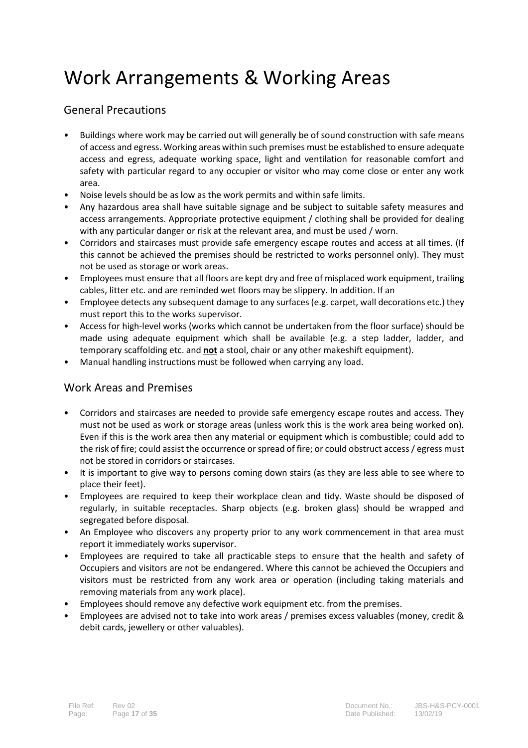# Work Arrangements & Working Areas

## General Precautions

- Buildings where work may be carried out will generally be of sound construction with safe means of access and egress. Working areas within such premises must be established to ensure adequate access and egress, adequate working space, light and ventilation for reasonable comfort and safety with particular regard to any occupier or visitor who may come close or enter any work area.
- Noise levels should be as low as the work permits and within safe limits.
- Any hazardous area shall have suitable signage and be subject to suitable safety measures and access arrangements. Appropriate protective equipment / clothing shall be provided for dealing with any particular danger or risk at the relevant area, and must be used / worn.
- Corridors and staircases must provide safe emergency escape routes and access at all times. (If this cannot be achieved the premises should be restricted to works personnel only). They must not be used as storage or work areas.
- Employees must ensure that all floors are kept dry and free of misplaced work equipment, trailing cables, litter etc. and are reminded wet floors may be slippery. In addition. If an
- Employee detects any subsequent damage to any surfaces (e.g. carpet, wall decorations etc.) they must report this to the works supervisor.
- Access for high-level works (works which cannot be undertaken from the floor surface) should be made using adequate equipment which shall be available (e.g. a step ladder, ladder, and temporary scaffolding etc. and **not** a stool, chair or any other makeshift equipment).
- Manual handling instructions must be followed when carrying any load.

## Work Areas and Premises

- Corridors and staircases are needed to provide safe emergency escape routes and access. They must not be used as work or storage areas (unless work this is the work area being worked on). Even if this is the work area then any material or equipment which is combustible; could add to the risk of fire; could assist the occurrence or spread of fire; or could obstruct access / egress must not be stored in corridors or staircases.
- It is important to give way to persons coming down stairs (as they are less able to see where to place their feet).
- Employees are required to keep their workplace clean and tidy. Waste should be disposed of regularly, in suitable receptacles. Sharp objects (e.g. broken glass) should be wrapped and segregated before disposal.
- An Employee who discovers any property prior to any work commencement in that area must report it immediately works supervisor.
- Employees are required to take all practicable steps to ensure that the health and safety of Occupiers and visitors are not be endangered. Where this cannot be achieved the Occupiers and visitors must be restricted from any work area or operation (including taking materials and removing materials from any work place).
- Employees should remove any defective work equipment etc. from the premises.
- Employees are advised not to take into work areas / premises excess valuables (money, credit & debit cards, jewellery or other valuables).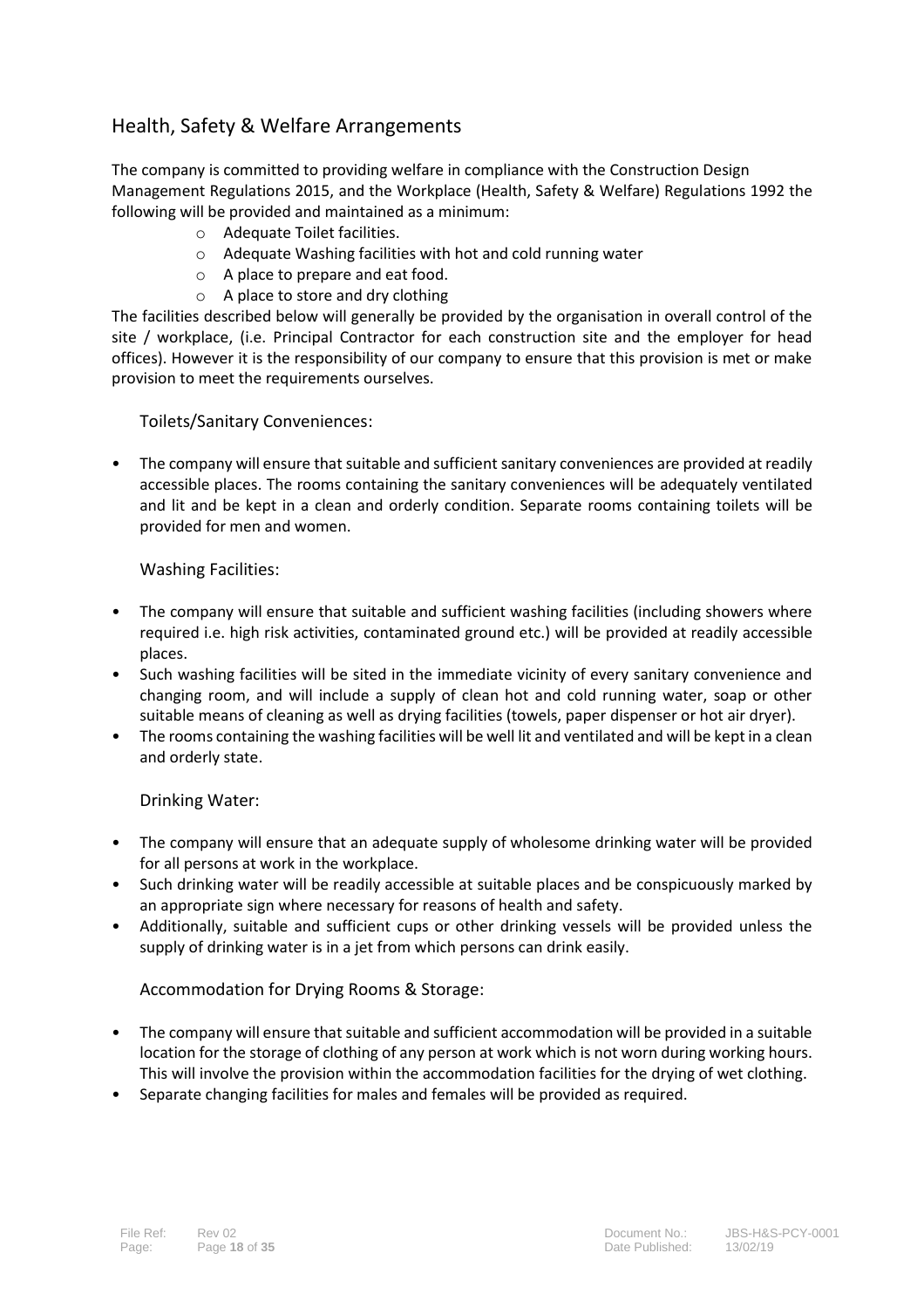## Health, Safety & Welfare Arrangements

The company is committed to providing welfare in compliance with the Construction Design Management Regulations 2015, and the Workplace (Health, Safety & Welfare) Regulations 1992 the following will be provided and maintained as a minimum:

- Adequate Toilet facilities.
- Adequate Washing facilities with hot and cold running water
- A place to prepare and eat food.
- A place to store and dry clothing

The facilities described below will generally be provided by the organisation in overall control of the site / workplace, (i.e. Principal Contractor for each construction site and the employer for head offices). However it is the responsibility of our company to ensure that this provision is met or make provision to meet the requirements ourselves.

### Toilets/Sanitary Conveniences:

- The company will ensure that suitable and sufficient sanitary conveniences are provided at readily accessible places. The rooms containing the sanitary conveniences will be adequately ventilated and lit and be kept in a clean and orderly condition. Separate rooms containing toilets will be provided for men and women.

### Washing Facilities:

- The company will ensure that suitable and sufficient washing facilities (including showers where required i.e. high risk activities, contaminated ground etc.) will be provided at readily accessible places.
- Such washing facilities will be sited in the immediate vicinity of every sanitary convenience and changing room, and will include a supply of clean hot and cold running water, soap or other suitable means of cleaning as well as drying facilities (towels, paper dispenser or hot air dryer).
- The rooms containing the washing facilities will be well lit and ventilated and will be kept in a clean and orderly state.

### Drinking Water:

- The company will ensure that an adequate supply of wholesome drinking water will be provided for all persons at work in the workplace.
- Such drinking water will be readily accessible at suitable places and be conspicuously marked by an appropriate sign where necessary for reasons of health and safety.
- Additionally, suitable and sufficient cups or other drinking vessels will be provided unless the supply of drinking water is in a jet from which persons can drink easily.

### Accommodation for Drying Rooms & Storage:

- The company will ensure that suitable and sufficient accommodation will be provided in a suitable location for the storage of clothing of any person at work which is not worn during working hours. This will involve the provision within the accommodation facilities for the drying of wet clothing.
- Separate changing facilities for males and females will be provided as required.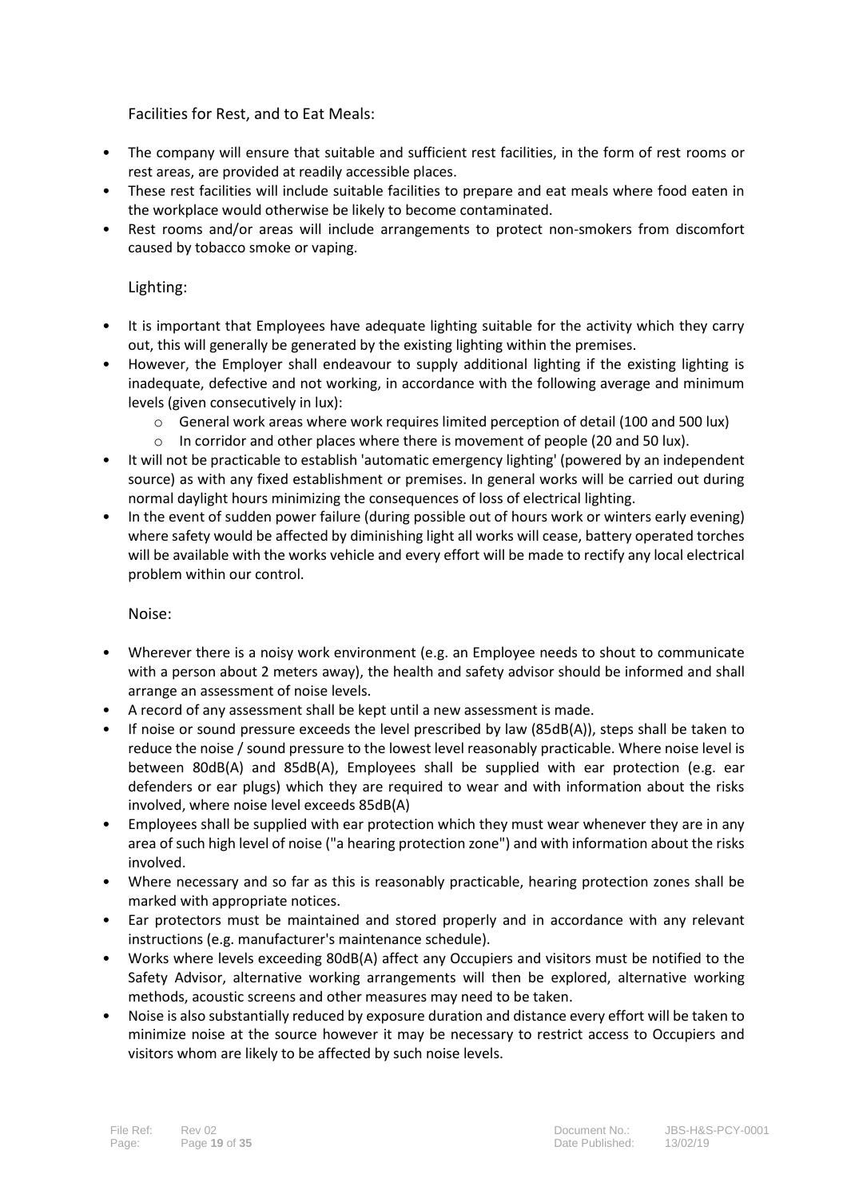### Facilities for Rest, and to Eat Meals:

- The company will ensure that suitable and sufficient rest facilities, in the form of rest rooms or rest areas, are provided at readily accessible places.
- These rest facilities will include suitable facilities to prepare and eat meals where food eaten in the workplace would otherwise be likely to become contaminated.
- Rest rooms and/or areas will include arrangements to protect non-smokers from discomfort caused by tobacco smoke or vaping.

### Lighting:

- It is important that Employees have adequate lighting suitable for the activity which they carry out, this will generally be generated by the existing lighting within the premises.
- However, the Employer shall endeavour to supply additional lighting if the existing lighting is inadequate, defective and not working, in accordance with the following average and minimum levels (given consecutively in lux):
  - General work areas where work requires limited perception of detail (100 and 500 lux)
  - In corridor and other places where there is movement of people (20 and 50 lux).
- It will not be practicable to establish 'automatic emergency lighting' (powered by an independent source) as with any fixed establishment or premises. In general works will be carried out during normal daylight hours minimizing the consequences of loss of electrical lighting.
- In the event of sudden power failure (during possible out of hours work or winters early evening) where safety would be affected by diminishing light all works will cease, battery operated torches will be available with the works vehicle and every effort will be made to rectify any local electrical problem within our control.

### Noise:

- Wherever there is a noisy work environment (e.g. an Employee needs to shout to communicate with a person about 2 meters away), the health and safety advisor should be informed and shall arrange an assessment of noise levels.
- A record of any assessment shall be kept until a new assessment is made.
- If noise or sound pressure exceeds the level prescribed by law (85dB(A)), steps shall be taken to reduce the noise / sound pressure to the lowest level reasonably practicable. Where noise level is between 80dB(A) and 85dB(A), Employees shall be supplied with ear protection (e.g. ear defenders or ear plugs) which they are required to wear and with information about the risks involved, where noise level exceeds 85dB(A)
- Employees shall be supplied with ear protection which they must wear whenever they are in any area of such high level of noise ("a hearing protection zone") and with information about the risks involved.
- Where necessary and so far as this is reasonably practicable, hearing protection zones shall be marked with appropriate notices.
- Ear protectors must be maintained and stored properly and in accordance with any relevant instructions (e.g. manufacturer's maintenance schedule).
- Works where levels exceeding 80dB(A) affect any Occupiers and visitors must be notified to the Safety Advisor, alternative working arrangements will then be explored, alternative working methods, acoustic screens and other measures may need to be taken.
- Noise is also substantially reduced by exposure duration and distance every effort will be taken to minimize noise at the source however it may be necessary to restrict access to Occupiers and visitors whom are likely to be affected by such noise levels.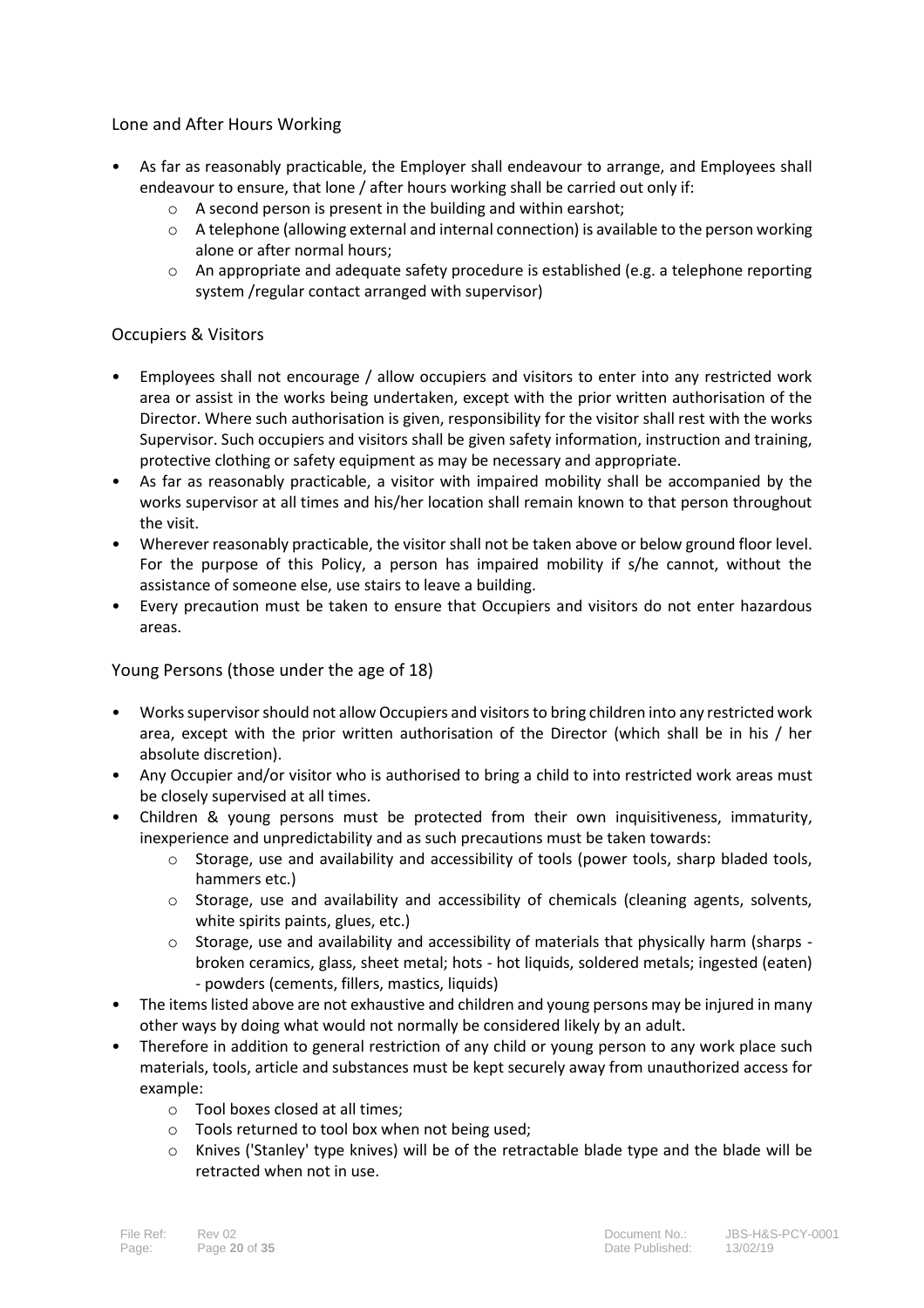## Lone and After Hours Working

- As far as reasonably practicable, the Employer shall endeavour to arrange, and Employees shall endeavour to ensure, that lone / after hours working shall be carried out only if:
  - A second person is present in the building and within earshot;
  - A telephone (allowing external and internal connection) is available to the person working alone or after normal hours;
  - An appropriate and adequate safety procedure is established (e.g. a telephone reporting system /regular contact arranged with supervisor)

## Occupiers & Visitors

- Employees shall not encourage / allow occupiers and visitors to enter into any restricted work area or assist in the works being undertaken, except with the prior written authorisation of the Director. Where such authorisation is given, responsibility for the visitor shall rest with the works Supervisor. Such occupiers and visitors shall be given safety information, instruction and training, protective clothing or safety equipment as may be necessary and appropriate.
- As far as reasonably practicable, a visitor with impaired mobility shall be accompanied by the works supervisor at all times and his/her location shall remain known to that person throughout the visit.
- Wherever reasonably practicable, the visitor shall not be taken above or below ground floor level. For the purpose of this Policy, a person has impaired mobility if s/he cannot, without the assistance of someone else, use stairs to leave a building.
- Every precaution must be taken to ensure that Occupiers and visitors do not enter hazardous areas.

## Young Persons (those under the age of 18)

- Works supervisor should not allow Occupiers and visitors to bring children into any restricted work area, except with the prior written authorisation of the Director (which shall be in his / her absolute discretion).
- Any Occupier and/or visitor who is authorised to bring a child to into restricted work areas must be closely supervised at all times.
- Children & young persons must be protected from their own inquisitiveness, immaturity, inexperience and unpredictability and as such precautions must be taken towards:
  - Storage, use and availability and accessibility of tools (power tools, sharp bladed tools, hammers etc.)
  - Storage, use and availability and accessibility of chemicals (cleaning agents, solvents, white spirits paints, glues, etc.)
  - Storage, use and availability and accessibility of materials that physically harm (sharps - broken ceramics, glass, sheet metal; hots - hot liquids, soldered metals; ingested (eaten) - powders (cements, fillers, mastics, liquids)
- The items listed above are not exhaustive and children and young persons may be injured in many other ways by doing what would not normally be considered likely by an adult.
- Therefore in addition to general restriction of any child or young person to any work place such materials, tools, article and substances must be kept securely away from unauthorized access for example:
  - Tool boxes closed at all times;
  - Tools returned to tool box when not being used;
  - Knives ('Stanley' type knives) will be of the retractable blade type and the blade will be retracted when not in use.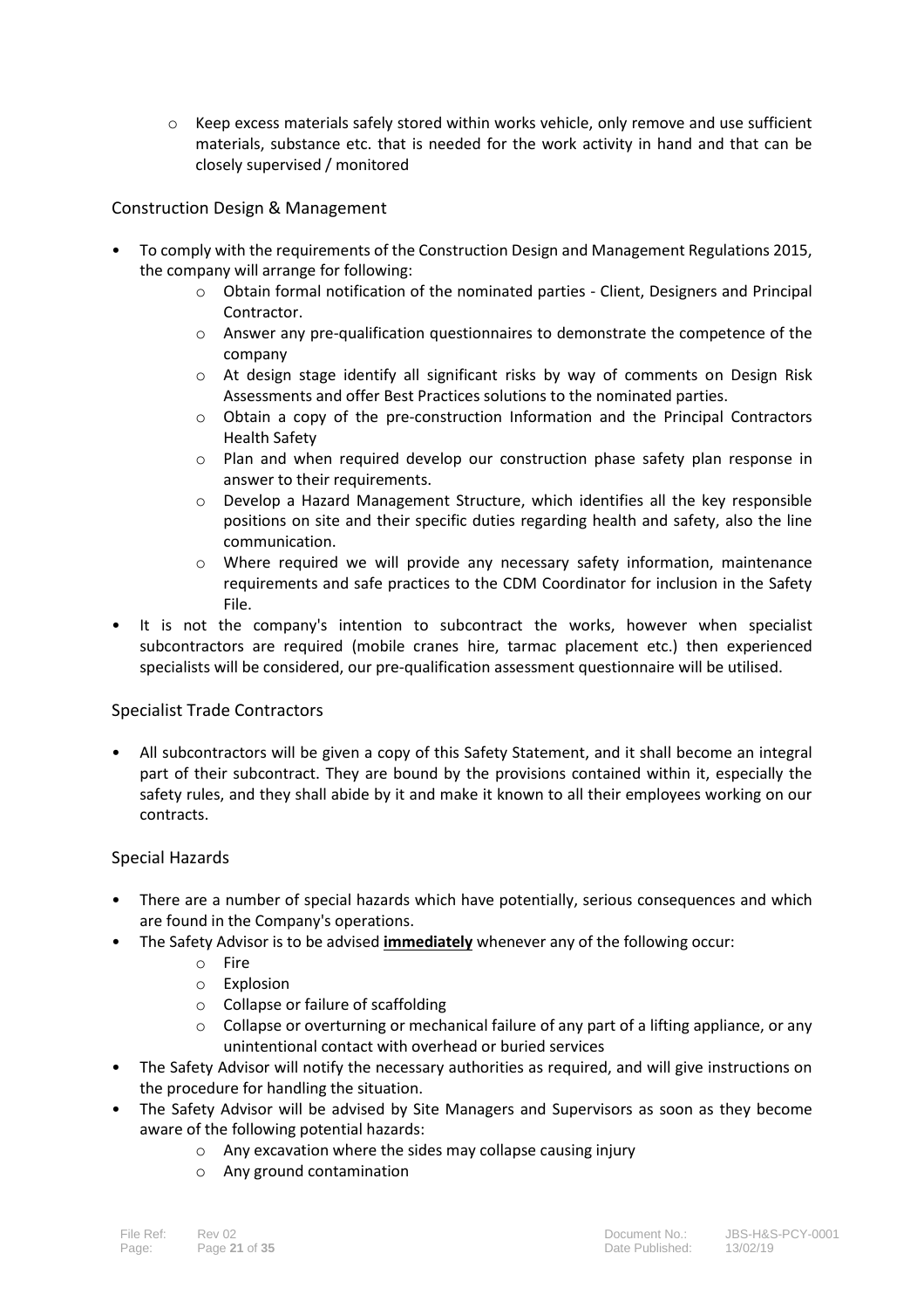- Keep excess materials safely stored within works vehicle, only remove and use sufficient materials, substance etc. that is needed for the work activity in hand and that can be closely supervised / monitored

## Construction Design & Management

- To comply with the requirements of the Construction Design and Management Regulations 2015, the company will arrange for following:
  - Obtain formal notification of the nominated parties - Client, Designers and Principal Contractor.
  - Answer any pre-qualification questionnaires to demonstrate the competence of the company
  - At design stage identify all significant risks by way of comments on Design Risk Assessments and offer Best Practices solutions to the nominated parties.
  - Obtain a copy of the pre-construction Information and the Principal Contractors Health Safety
  - Plan and when required develop our construction phase safety plan response in answer to their requirements.
  - Develop a Hazard Management Structure, which identifies all the key responsible positions on site and their specific duties regarding health and safety, also the line communication.
  - Where required we will provide any necessary safety information, maintenance requirements and safe practices to the CDM Coordinator for inclusion in the Safety File.
- It is not the company's intention to subcontract the works, however when specialist subcontractors are required (mobile cranes hire, tarmac placement etc.) then experienced specialists will be considered, our pre-qualification assessment questionnaire will be utilised.

## Specialist Trade Contractors

- All subcontractors will be given a copy of this Safety Statement, and it shall become an integral part of their subcontract. They are bound by the provisions contained within it, especially the safety rules, and they shall abide by it and make it known to all their employees working on our contracts.

## Special Hazards

- There are a number of special hazards which have potentially, serious consequences and which are found in the Company's operations.
- The Safety Advisor is to be advised **immediately** whenever any of the following occur:
  - Fire
  - Explosion
  - Collapse or failure of scaffolding
  - Collapse or overturning or mechanical failure of any part of a lifting appliance, or any unintentional contact with overhead or buried services
- The Safety Advisor will notify the necessary authorities as required, and will give instructions on the procedure for handling the situation.
- The Safety Advisor will be advised by Site Managers and Supervisors as soon as they become aware of the following potential hazards:
  - Any excavation where the sides may collapse causing injury
  - Any ground contamination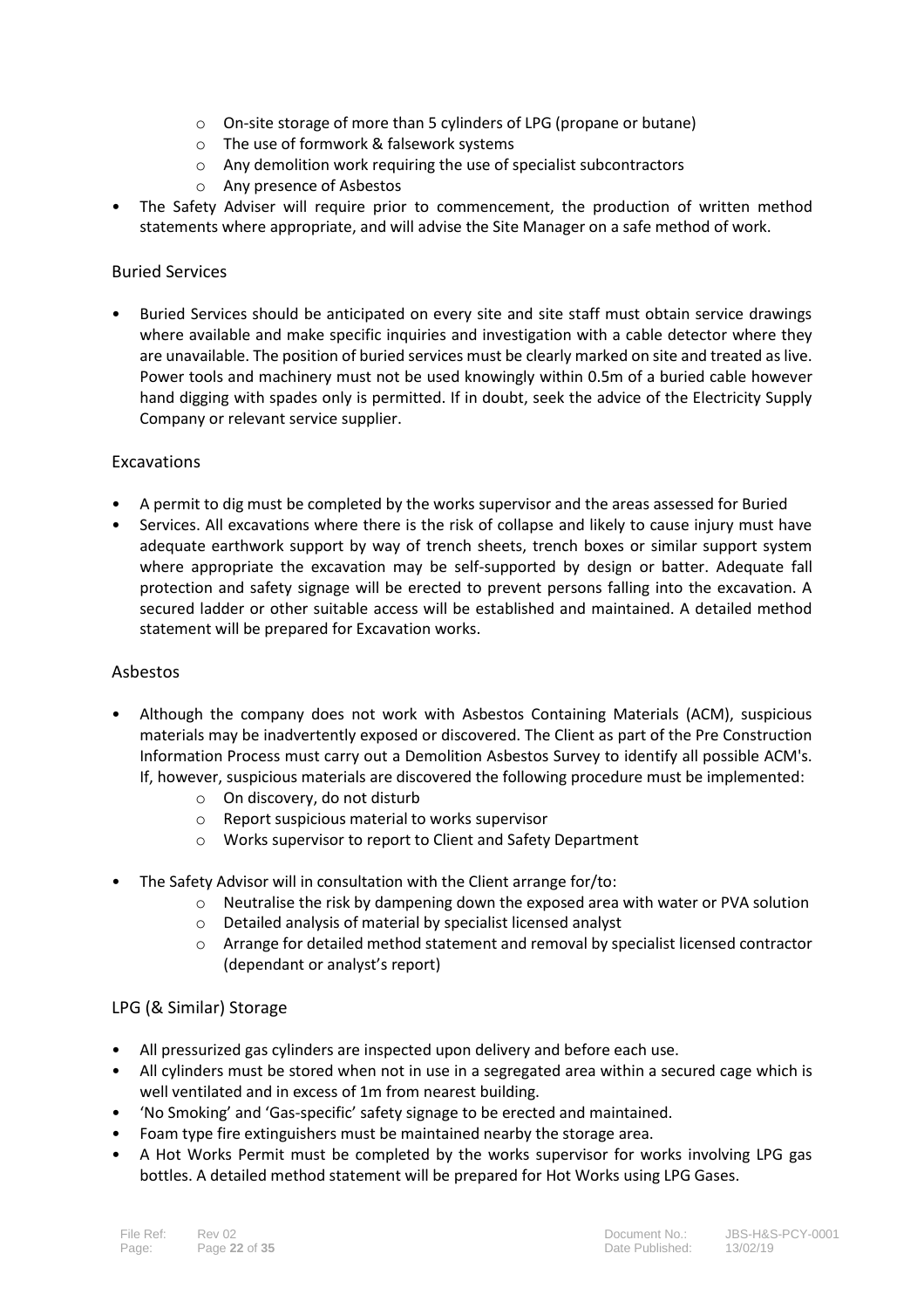- On-site storage of more than 5 cylinders of LPG (propane or butane)
    - The use of formwork & falsework systems
    - Any demolition work requiring the use of specialist subcontractors
    - Any presence of Asbestos
- The Safety Adviser will require prior to commencement, the production of written method statements where appropriate, and will advise the Site Manager on a safe method of work.

## Buried Services

- Buried Services should be anticipated on every site and site staff must obtain service drawings where available and make specific inquiries and investigation with a cable detector where they are unavailable. The position of buried services must be clearly marked on site and treated as live. Power tools and machinery must not be used knowingly within 0.5m of a buried cable however hand digging with spades only is permitted. If in doubt, seek the advice of the Electricity Supply Company or relevant service supplier.

## Excavations

- A permit to dig must be completed by the works supervisor and the areas assessed for Buried
- Services. All excavations where there is the risk of collapse and likely to cause injury must have adequate earthwork support by way of trench sheets, trench boxes or similar support system where appropriate the excavation may be self-supported by design or batter. Adequate fall protection and safety signage will be erected to prevent persons falling into the excavation. A secured ladder or other suitable access will be established and maintained. A detailed method statement will be prepared for Excavation works.

## Asbestos

- Although the company does not work with Asbestos Containing Materials (ACM), suspicious materials may be inadvertently exposed or discovered. The Client as part of the Pre Construction Information Process must carry out a Demolition Asbestos Survey to identify all possible ACM's. If, however, suspicious materials are discovered the following procedure must be implemented:
    - On discovery, do not disturb
    - Report suspicious material to works supervisor
    - Works supervisor to report to Client and Safety Department
- The Safety Advisor will in consultation with the Client arrange for/to:
    - Neutralise the risk by dampening down the exposed area with water or PVA solution
    - Detailed analysis of material by specialist licensed analyst
    - Arrange for detailed method statement and removal by specialist licensed contractor (dependant or analyst's report)

## LPG (& Similar) Storage

- All pressurized gas cylinders are inspected upon delivery and before each use.
- All cylinders must be stored when not in use in a segregated area within a secured cage which is well ventilated and in excess of 1m from nearest building.
- 'No Smoking' and 'Gas-specific' safety signage to be erected and maintained.
- Foam type fire extinguishers must be maintained nearby the storage area.
- A Hot Works Permit must be completed by the works supervisor for works involving LPG gas bottles. A detailed method statement will be prepared for Hot Works using LPG Gases.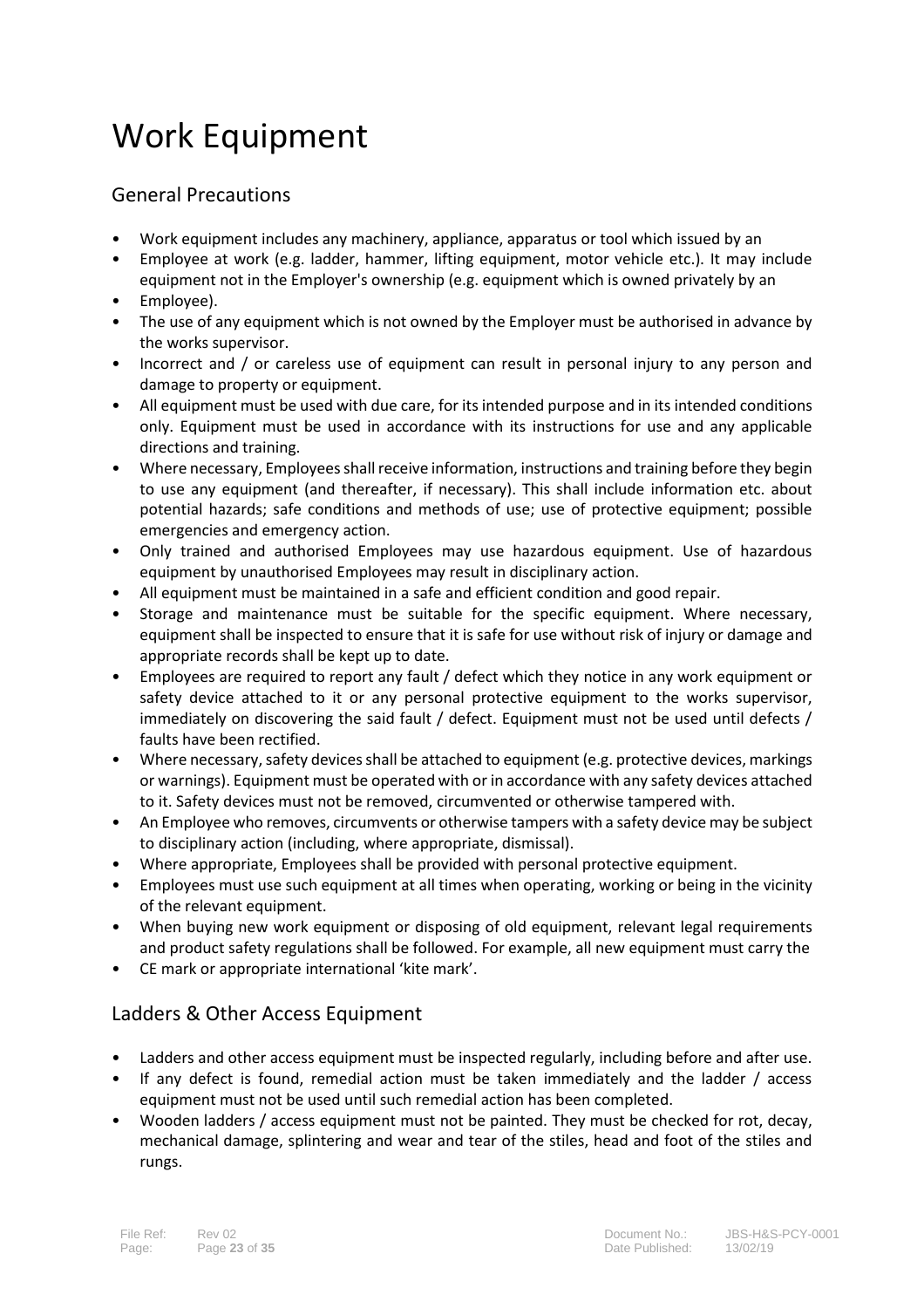# Work Equipment

## General Precautions

- Work equipment includes any machinery, appliance, apparatus or tool which issued by an
- Employee at work (e.g. ladder, hammer, lifting equipment, motor vehicle etc.). It may include equipment not in the Employer's ownership (e.g. equipment which is owned privately by an
- Employee).
- The use of any equipment which is not owned by the Employer must be authorised in advance by the works supervisor.
- Incorrect and / or careless use of equipment can result in personal injury to any person and damage to property or equipment.
- All equipment must be used with due care, for its intended purpose and in its intended conditions only. Equipment must be used in accordance with its instructions for use and any applicable directions and training.
- Where necessary, Employees shall receive information, instructions and training before they begin to use any equipment (and thereafter, if necessary). This shall include information etc. about potential hazards; safe conditions and methods of use; use of protective equipment; possible emergencies and emergency action.
- Only trained and authorised Employees may use hazardous equipment. Use of hazardous equipment by unauthorised Employees may result in disciplinary action.
- All equipment must be maintained in a safe and efficient condition and good repair.
- Storage and maintenance must be suitable for the specific equipment. Where necessary, equipment shall be inspected to ensure that it is safe for use without risk of injury or damage and appropriate records shall be kept up to date.
- Employees are required to report any fault / defect which they notice in any work equipment or safety device attached to it or any personal protective equipment to the works supervisor, immediately on discovering the said fault / defect. Equipment must not be used until defects / faults have been rectified.
- Where necessary, safety devices shall be attached to equipment (e.g. protective devices, markings or warnings). Equipment must be operated with or in accordance with any safety devices attached to it. Safety devices must not be removed, circumvented or otherwise tampered with.
- An Employee who removes, circumvents or otherwise tampers with a safety device may be subject to disciplinary action (including, where appropriate, dismissal).
- Where appropriate, Employees shall be provided with personal protective equipment.
- Employees must use such equipment at all times when operating, working or being in the vicinity of the relevant equipment.
- When buying new work equipment or disposing of old equipment, relevant legal requirements and product safety regulations shall be followed. For example, all new equipment must carry the
- CE mark or appropriate international 'kite mark'.

## Ladders & Other Access Equipment

- Ladders and other access equipment must be inspected regularly, including before and after use.
- If any defect is found, remedial action must be taken immediately and the ladder / access equipment must not be used until such remedial action has been completed.
- Wooden ladders / access equipment must not be painted. They must be checked for rot, decay, mechanical damage, splintering and wear and tear of the stiles, head and foot of the stiles and rungs.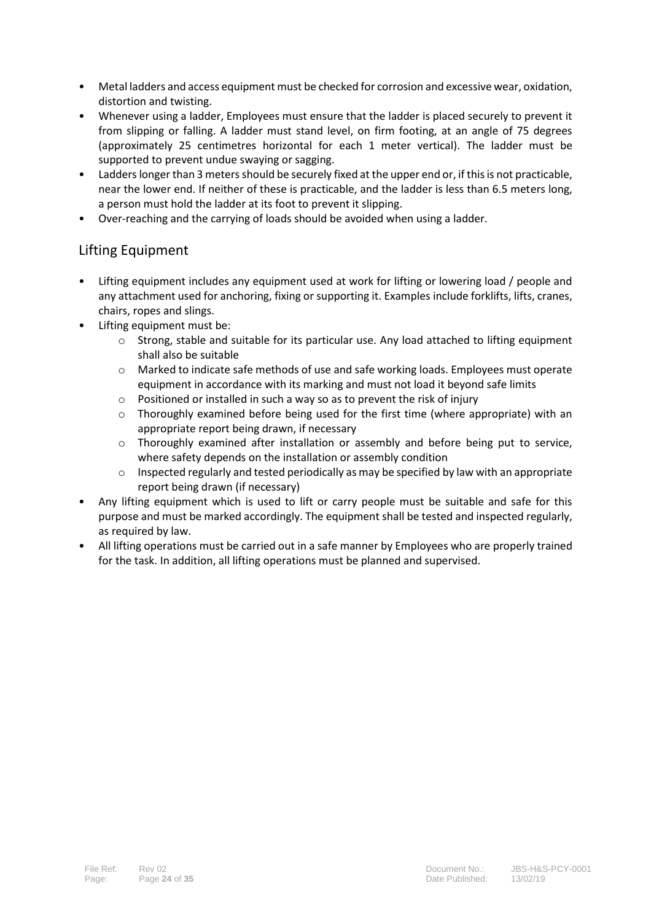- Metal ladders and access equipment must be checked for corrosion and excessive wear, oxidation, distortion and twisting.
- Whenever using a ladder, Employees must ensure that the ladder is placed securely to prevent it from slipping or falling. A ladder must stand level, on firm footing, at an angle of 75 degrees (approximately 25 centimetres horizontal for each 1 meter vertical). The ladder must be supported to prevent undue swaying or sagging.
- Ladders longer than 3 meters should be securely fixed at the upper end or, if this is not practicable, near the lower end. If neither of these is practicable, and the ladder is less than 6.5 meters long, a person must hold the ladder at its foot to prevent it slipping.
- Over-reaching and the carrying of loads should be avoided when using a ladder.

## Lifting Equipment

- Lifting equipment includes any equipment used at work for lifting or lowering load / people and any attachment used for anchoring, fixing or supporting it. Examples include forklifts, lifts, cranes, chairs, ropes and slings.
- Lifting equipment must be:
  - Strong, stable and suitable for its particular use. Any load attached to lifting equipment shall also be suitable
  - Marked to indicate safe methods of use and safe working loads. Employees must operate equipment in accordance with its marking and must not load it beyond safe limits
  - Positioned or installed in such a way so as to prevent the risk of injury
  - Thoroughly examined before being used for the first time (where appropriate) with an appropriate report being drawn, if necessary
  - Thoroughly examined after installation or assembly and before being put to service, where safety depends on the installation or assembly condition
  - Inspected regularly and tested periodically as may be specified by law with an appropriate report being drawn (if necessary)
- Any lifting equipment which is used to lift or carry people must be suitable and safe for this purpose and must be marked accordingly. The equipment shall be tested and inspected regularly, as required by law.
- All lifting operations must be carried out in a safe manner by Employees who are properly trained for the task. In addition, all lifting operations must be planned and supervised.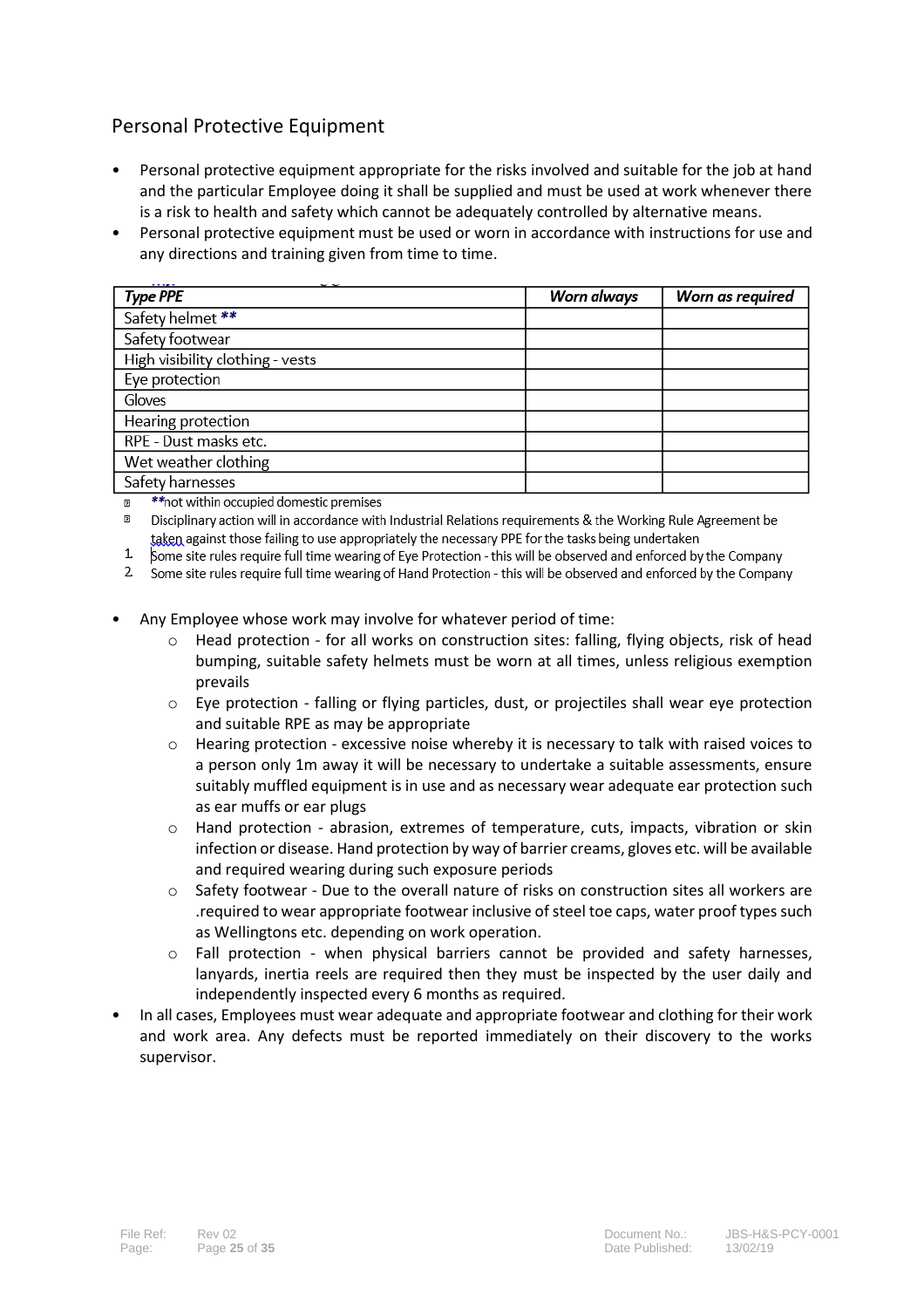## Personal Protective Equipment

- Personal protective equipment appropriate for the risks involved and suitable for the job at hand and the particular Employee doing it shall be supplied and must be used at work whenever there is a risk to health and safety which cannot be adequately controlled by alternative means.
- Personal protective equipment must be used or worn in accordance with instructions for use and any directions and training given from time to time.

| *Type PPE* | *Worn always* | *Worn as required* |
|---|---|---|
| Safety helmet ** | | |
| Safety footwear | | |
| High visibility clothing - vests | | |
| Eye protection | | |
| Gloves | | |
| Hearing protection | | |
| RPE - Dust masks etc. | | |
| Wet weather clothing | | |
| Safety harnesses | | |

- **not within occupied domestic premises
- Disciplinary action will in accordance with Industrial Relations requirements & the Working Rule Agreement be taken against those failing to use appropriately the necessary PPE for the tasks being undertaken

1. Some site rules require full time wearing of Eye Protection - this will be observed and enforced by the Company
2. Some site rules require full time wearing of Hand Protection - this will be observed and enforced by the Company

- Any Employee whose work may involve for whatever period of time:
  - Head protection - for all works on construction sites: falling, flying objects, risk of head bumping, suitable safety helmets must be worn at all times, unless religious exemption prevails
  - Eye protection - falling or flying particles, dust, or projectiles shall wear eye protection and suitable RPE as may be appropriate
  - Hearing protection - excessive noise whereby it is necessary to talk with raised voices to a person only 1m away it will be necessary to undertake a suitable assessments, ensure suitably muffled equipment is in use and as necessary wear adequate ear protection such as ear muffs or ear plugs
  - Hand protection - abrasion, extremes of temperature, cuts, impacts, vibration or skin infection or disease. Hand protection by way of barrier creams, gloves etc. will be available and required wearing during such exposure periods
  - Safety footwear - Due to the overall nature of risks on construction sites all workers are .required to wear appropriate footwear inclusive of steel toe caps, water proof types such as Wellingtons etc. depending on work operation.
  - Fall protection - when physical barriers cannot be provided and safety harnesses, lanyards, inertia reels are required then they must be inspected by the user daily and independently inspected every 6 months as required.
- In all cases, Employees must wear adequate and appropriate footwear and clothing for their work and work area. Any defects must be reported immediately on their discovery to the works supervisor.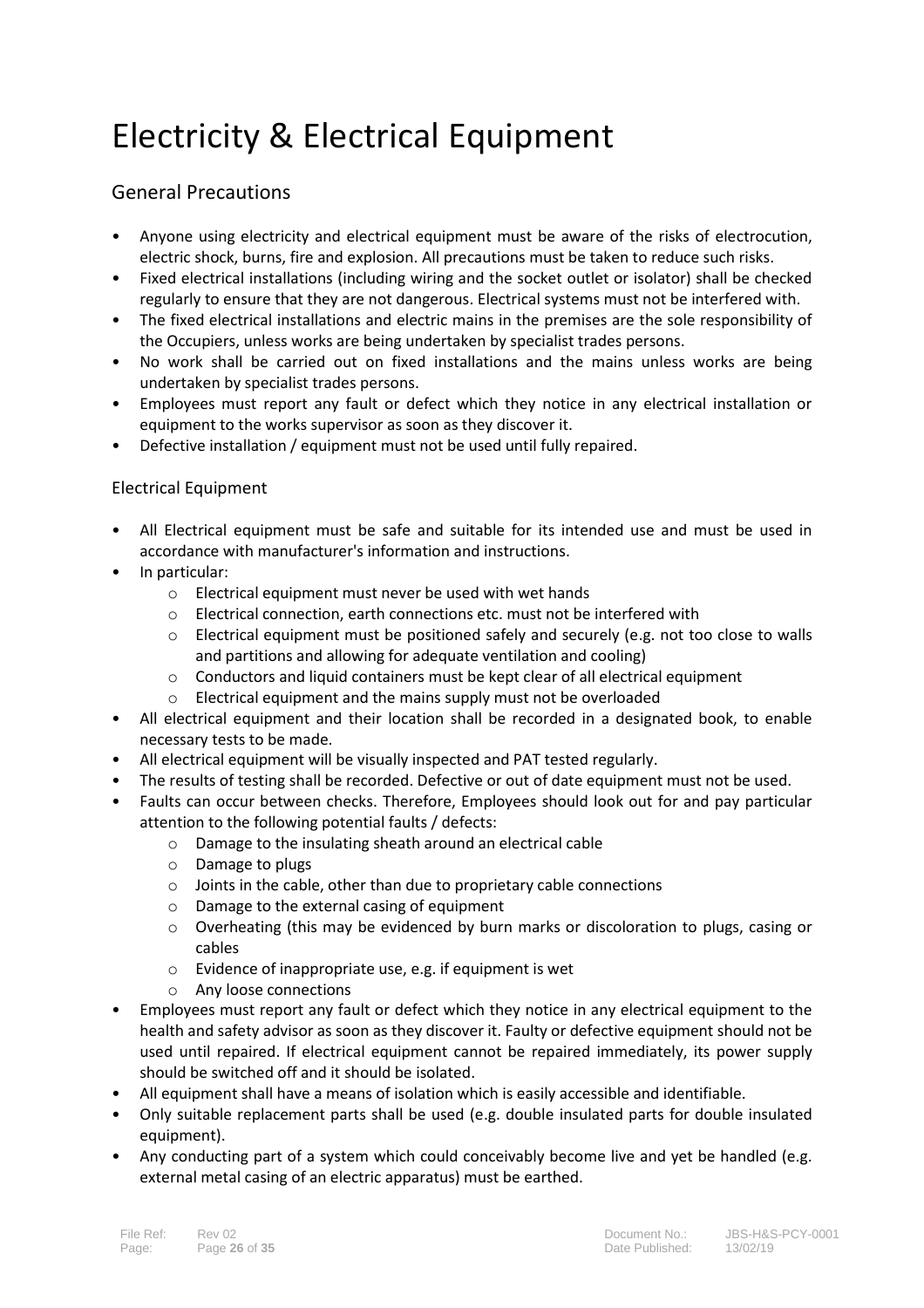# Electricity & Electrical Equipment

## General Precautions

- Anyone using electricity and electrical equipment must be aware of the risks of electrocution, electric shock, burns, fire and explosion. All precautions must be taken to reduce such risks.
- Fixed electrical installations (including wiring and the socket outlet or isolator) shall be checked regularly to ensure that they are not dangerous. Electrical systems must not be interfered with.
- The fixed electrical installations and electric mains in the premises are the sole responsibility of the Occupiers, unless works are being undertaken by specialist trades persons.
- No work shall be carried out on fixed installations and the mains unless works are being undertaken by specialist trades persons.
- Employees must report any fault or defect which they notice in any electrical installation or equipment to the works supervisor as soon as they discover it.
- Defective installation / equipment must not be used until fully repaired.

### Electrical Equipment

- All Electrical equipment must be safe and suitable for its intended use and must be used in accordance with manufacturer's information and instructions.
- In particular:
    - Electrical equipment must never be used with wet hands
    - Electrical connection, earth connections etc. must not be interfered with
    - Electrical equipment must be positioned safely and securely (e.g. not too close to walls and partitions and allowing for adequate ventilation and cooling)
    - Conductors and liquid containers must be kept clear of all electrical equipment
    - Electrical equipment and the mains supply must not be overloaded
- All electrical equipment and their location shall be recorded in a designated book, to enable necessary tests to be made.
- All electrical equipment will be visually inspected and PAT tested regularly.
- The results of testing shall be recorded. Defective or out of date equipment must not be used.
- Faults can occur between checks. Therefore, Employees should look out for and pay particular attention to the following potential faults / defects:
    - Damage to the insulating sheath around an electrical cable
    - Damage to plugs
    - Joints in the cable, other than due to proprietary cable connections
    - Damage to the external casing of equipment
    - Overheating (this may be evidenced by burn marks or discoloration to plugs, casing or cables
    - Evidence of inappropriate use, e.g. if equipment is wet
    - Any loose connections
- Employees must report any fault or defect which they notice in any electrical equipment to the health and safety advisor as soon as they discover it. Faulty or defective equipment should not be used until repaired. If electrical equipment cannot be repaired immediately, its power supply should be switched off and it should be isolated.
- All equipment shall have a means of isolation which is easily accessible and identifiable.
- Only suitable replacement parts shall be used (e.g. double insulated parts for double insulated equipment).
- Any conducting part of a system which could conceivably become live and yet be handled (e.g. external metal casing of an electric apparatus) must be earthed.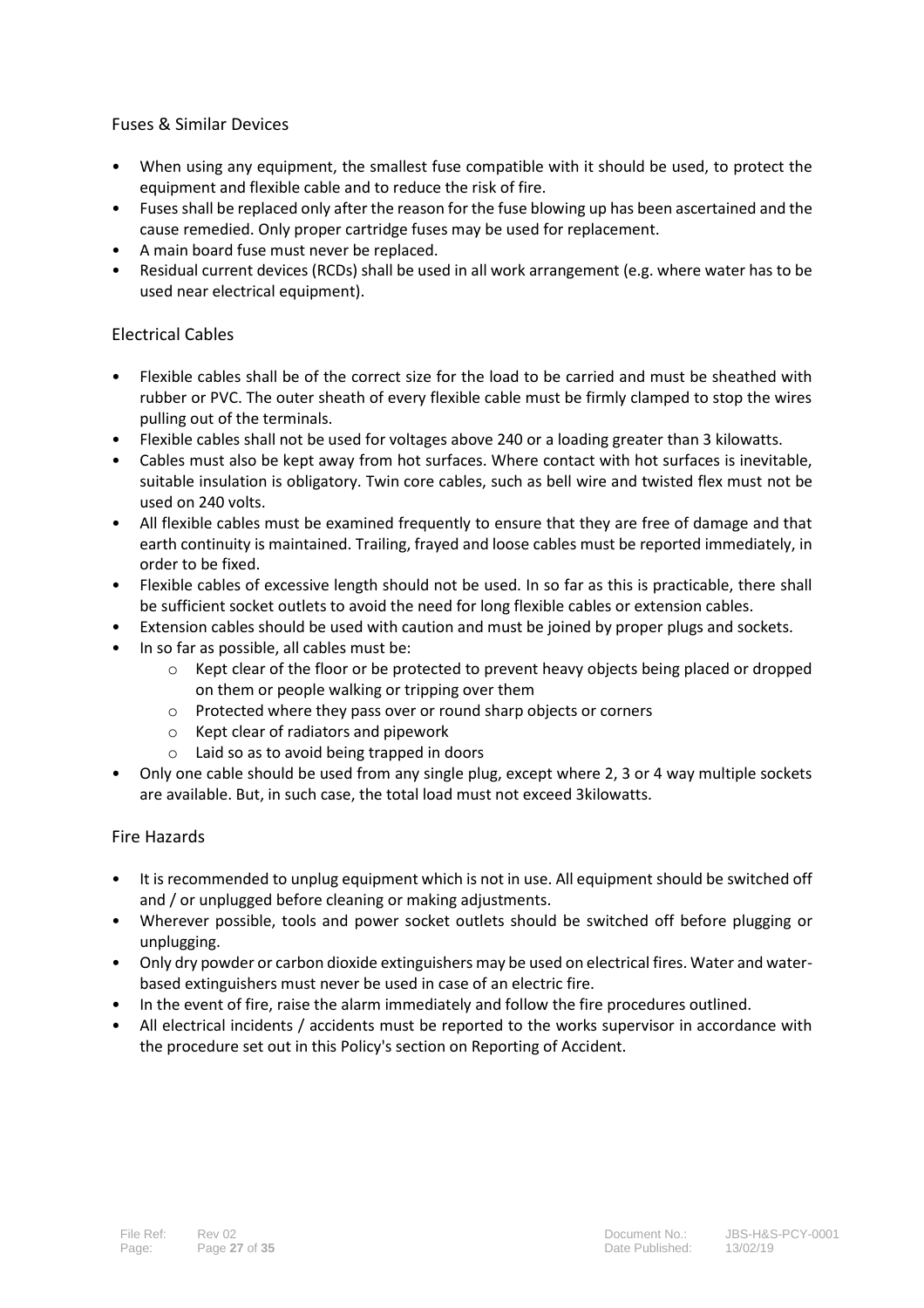## Fuses & Similar Devices

- When using any equipment, the smallest fuse compatible with it should be used, to protect the equipment and flexible cable and to reduce the risk of fire.
- Fuses shall be replaced only after the reason for the fuse blowing up has been ascertained and the cause remedied. Only proper cartridge fuses may be used for replacement.
- A main board fuse must never be replaced.
- Residual current devices (RCDs) shall be used in all work arrangement (e.g. where water has to be used near electrical equipment).

## Electrical Cables

- Flexible cables shall be of the correct size for the load to be carried and must be sheathed with rubber or PVC. The outer sheath of every flexible cable must be firmly clamped to stop the wires pulling out of the terminals.
- Flexible cables shall not be used for voltages above 240 or a loading greater than 3 kilowatts.
- Cables must also be kept away from hot surfaces. Where contact with hot surfaces is inevitable, suitable insulation is obligatory. Twin core cables, such as bell wire and twisted flex must not be used on 240 volts.
- All flexible cables must be examined frequently to ensure that they are free of damage and that earth continuity is maintained. Trailing, frayed and loose cables must be reported immediately, in order to be fixed.
- Flexible cables of excessive length should not be used. In so far as this is practicable, there shall be sufficient socket outlets to avoid the need for long flexible cables or extension cables.
- Extension cables should be used with caution and must be joined by proper plugs and sockets.
- In so far as possible, all cables must be:
  - Kept clear of the floor or be protected to prevent heavy objects being placed or dropped on them or people walking or tripping over them
  - Protected where they pass over or round sharp objects or corners
  - Kept clear of radiators and pipework
  - Laid so as to avoid being trapped in doors
- Only one cable should be used from any single plug, except where 2, 3 or 4 way multiple sockets are available. But, in such case, the total load must not exceed 3kilowatts.

## Fire Hazards

- It is recommended to unplug equipment which is not in use. All equipment should be switched off and / or unplugged before cleaning or making adjustments.
- Wherever possible, tools and power socket outlets should be switched off before plugging or unplugging.
- Only dry powder or carbon dioxide extinguishers may be used on electrical fires. Water and water-based extinguishers must never be used in case of an electric fire.
- In the event of fire, raise the alarm immediately and follow the fire procedures outlined.
- All electrical incidents / accidents must be reported to the works supervisor in accordance with the procedure set out in this Policy's section on Reporting of Accident.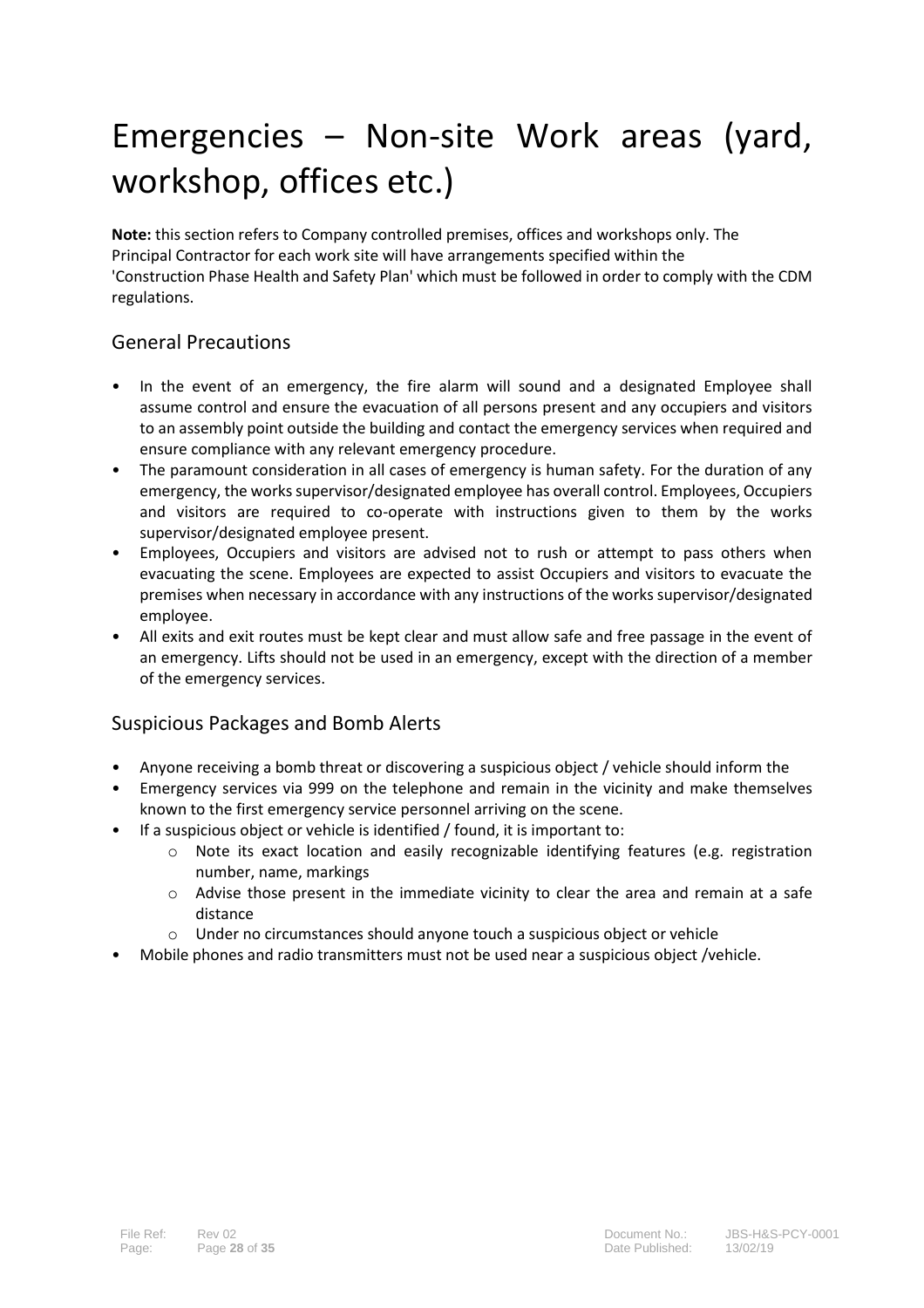# Emergencies – Non-site Work areas (yard, workshop, offices etc.)

**Note:** this section refers to Company controlled premises, offices and workshops only. The Principal Contractor for each work site will have arrangements specified within the 'Construction Phase Health and Safety Plan' which must be followed in order to comply with the CDM regulations.

## General Precautions

- In the event of an emergency, the fire alarm will sound and a designated Employee shall assume control and ensure the evacuation of all persons present and any occupiers and visitors to an assembly point outside the building and contact the emergency services when required and ensure compliance with any relevant emergency procedure.
- The paramount consideration in all cases of emergency is human safety. For the duration of any emergency, the works supervisor/designated employee has overall control. Employees, Occupiers and visitors are required to co-operate with instructions given to them by the works supervisor/designated employee present.
- Employees, Occupiers and visitors are advised not to rush or attempt to pass others when evacuating the scene. Employees are expected to assist Occupiers and visitors to evacuate the premises when necessary in accordance with any instructions of the works supervisor/designated employee.
- All exits and exit routes must be kept clear and must allow safe and free passage in the event of an emergency. Lifts should not be used in an emergency, except with the direction of a member of the emergency services.

## Suspicious Packages and Bomb Alerts

- Anyone receiving a bomb threat or discovering a suspicious object / vehicle should inform the
- Emergency services via 999 on the telephone and remain in the vicinity and make themselves known to the first emergency service personnel arriving on the scene.
- If a suspicious object or vehicle is identified / found, it is important to:
  - Note its exact location and easily recognizable identifying features (e.g. registration number, name, markings
  - Advise those present in the immediate vicinity to clear the area and remain at a safe distance
  - Under no circumstances should anyone touch a suspicious object or vehicle
- Mobile phones and radio transmitters must not be used near a suspicious object /vehicle.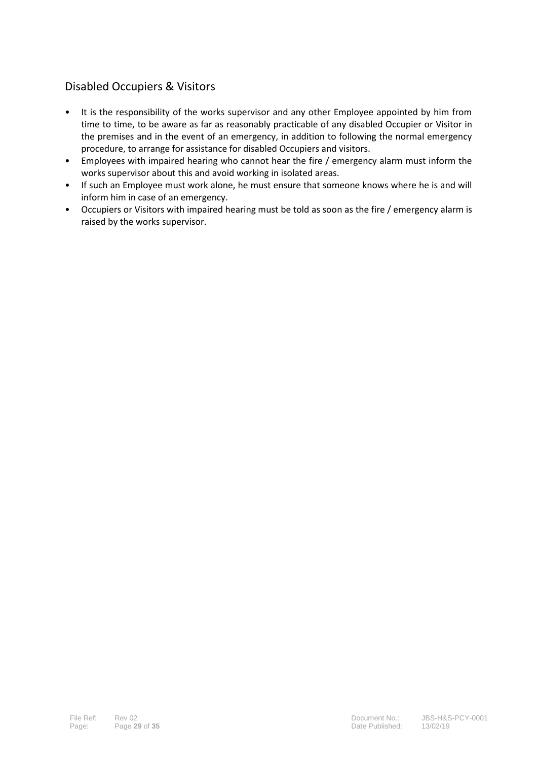## Disabled Occupiers & Visitors

- It is the responsibility of the works supervisor and any other Employee appointed by him from time to time, to be aware as far as reasonably practicable of any disabled Occupier or Visitor in the premises and in the event of an emergency, in addition to following the normal emergency procedure, to arrange for assistance for disabled Occupiers and visitors.
- Employees with impaired hearing who cannot hear the fire / emergency alarm must inform the works supervisor about this and avoid working in isolated areas.
- If such an Employee must work alone, he must ensure that someone knows where he is and will inform him in case of an emergency.
- Occupiers or Visitors with impaired hearing must be told as soon as the fire / emergency alarm is raised by the works supervisor.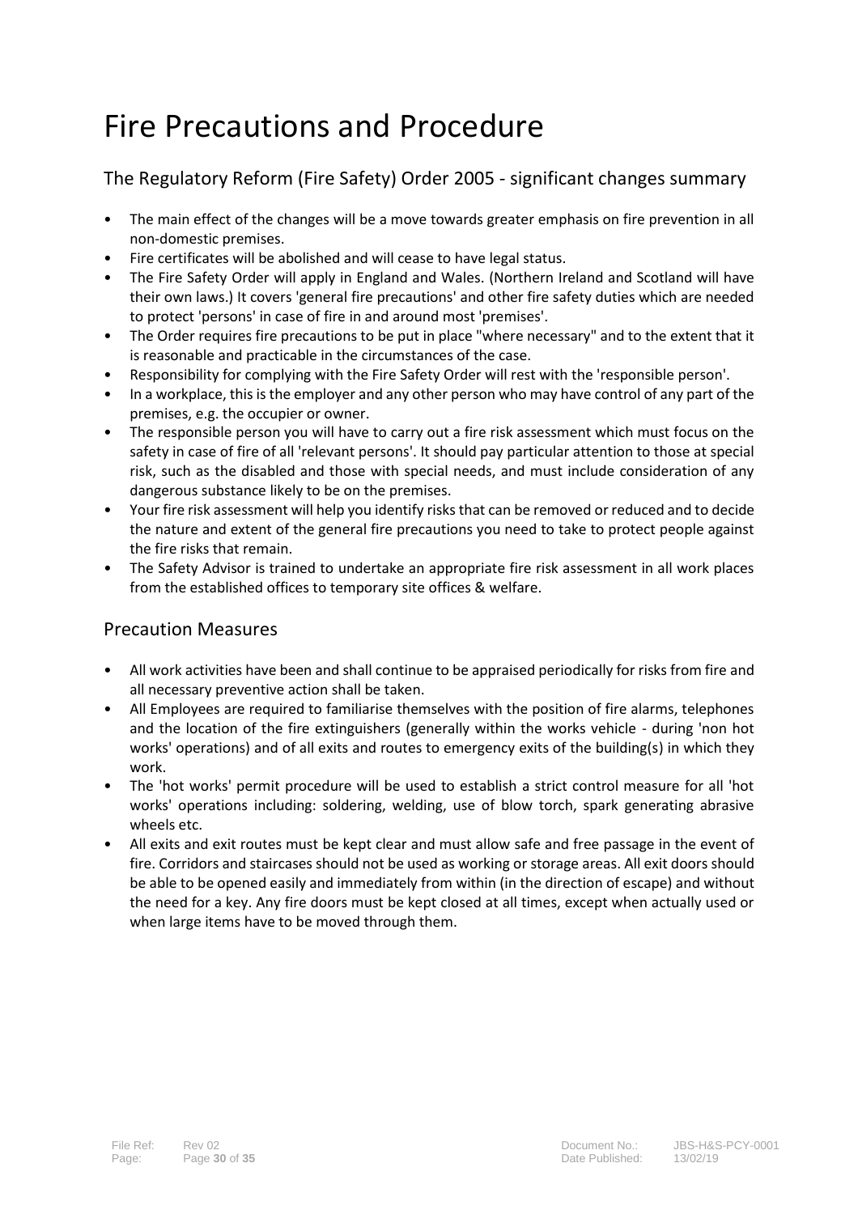# Fire Precautions and Procedure

## The Regulatory Reform (Fire Safety) Order 2005 - significant changes summary

- The main effect of the changes will be a move towards greater emphasis on fire prevention in all non-domestic premises.
- Fire certificates will be abolished and will cease to have legal status.
- The Fire Safety Order will apply in England and Wales. (Northern Ireland and Scotland will have their own laws.) It covers 'general fire precautions' and other fire safety duties which are needed to protect 'persons' in case of fire in and around most 'premises'.
- The Order requires fire precautions to be put in place "where necessary" and to the extent that it is reasonable and practicable in the circumstances of the case.
- Responsibility for complying with the Fire Safety Order will rest with the 'responsible person'.
- In a workplace, this is the employer and any other person who may have control of any part of the premises, e.g. the occupier or owner.
- The responsible person you will have to carry out a fire risk assessment which must focus on the safety in case of fire of all 'relevant persons'. It should pay particular attention to those at special risk, such as the disabled and those with special needs, and must include consideration of any dangerous substance likely to be on the premises.
- Your fire risk assessment will help you identify risks that can be removed or reduced and to decide the nature and extent of the general fire precautions you need to take to protect people against the fire risks that remain.
- The Safety Advisor is trained to undertake an appropriate fire risk assessment in all work places from the established offices to temporary site offices & welfare.

## Precaution Measures

- All work activities have been and shall continue to be appraised periodically for risks from fire and all necessary preventive action shall be taken.
- All Employees are required to familiarise themselves with the position of fire alarms, telephones and the location of the fire extinguishers (generally within the works vehicle - during 'non hot works' operations) and of all exits and routes to emergency exits of the building(s) in which they work.
- The 'hot works' permit procedure will be used to establish a strict control measure for all 'hot works' operations including: soldering, welding, use of blow torch, spark generating abrasive wheels etc.
- All exits and exit routes must be kept clear and must allow safe and free passage in the event of fire. Corridors and staircases should not be used as working or storage areas. All exit doors should be able to be opened easily and immediately from within (in the direction of escape) and without the need for a key. Any fire doors must be kept closed at all times, except when actually used or when large items have to be moved through them.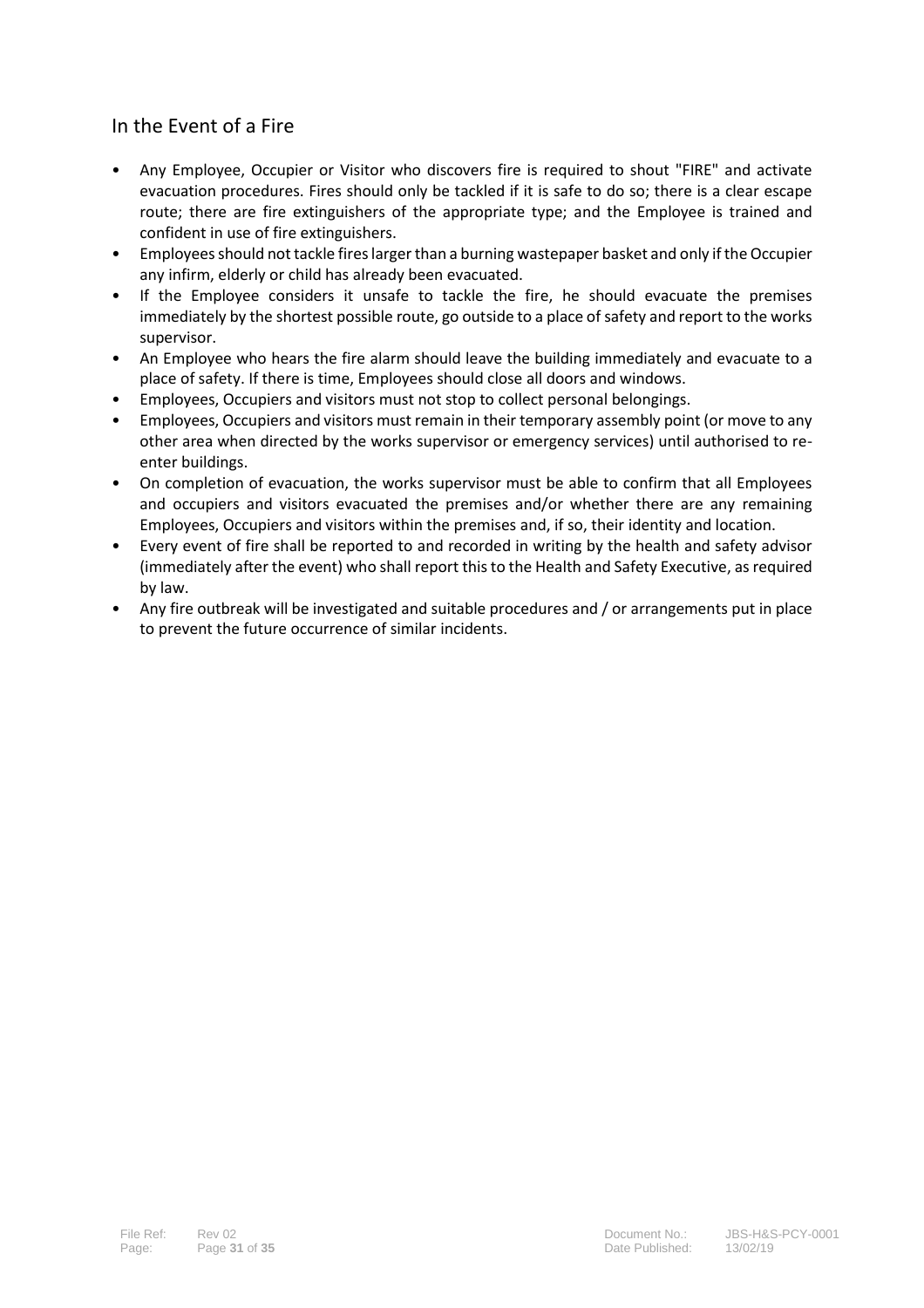## In the Event of a Fire

- Any Employee, Occupier or Visitor who discovers fire is required to shout "FIRE" and activate evacuation procedures. Fires should only be tackled if it is safe to do so; there is a clear escape route; there are fire extinguishers of the appropriate type; and the Employee is trained and confident in use of fire extinguishers.
- Employees should not tackle fires larger than a burning wastepaper basket and only if the Occupier any infirm, elderly or child has already been evacuated.
- If the Employee considers it unsafe to tackle the fire, he should evacuate the premises immediately by the shortest possible route, go outside to a place of safety and report to the works supervisor.
- An Employee who hears the fire alarm should leave the building immediately and evacuate to a place of safety. If there is time, Employees should close all doors and windows.
- Employees, Occupiers and visitors must not stop to collect personal belongings.
- Employees, Occupiers and visitors must remain in their temporary assembly point (or move to any other area when directed by the works supervisor or emergency services) until authorised to re-enter buildings.
- On completion of evacuation, the works supervisor must be able to confirm that all Employees and occupiers and visitors evacuated the premises and/or whether there are any remaining Employees, Occupiers and visitors within the premises and, if so, their identity and location.
- Every event of fire shall be reported to and recorded in writing by the health and safety advisor (immediately after the event) who shall report this to the Health and Safety Executive, as required by law.
- Any fire outbreak will be investigated and suitable procedures and / or arrangements put in place to prevent the future occurrence of similar incidents.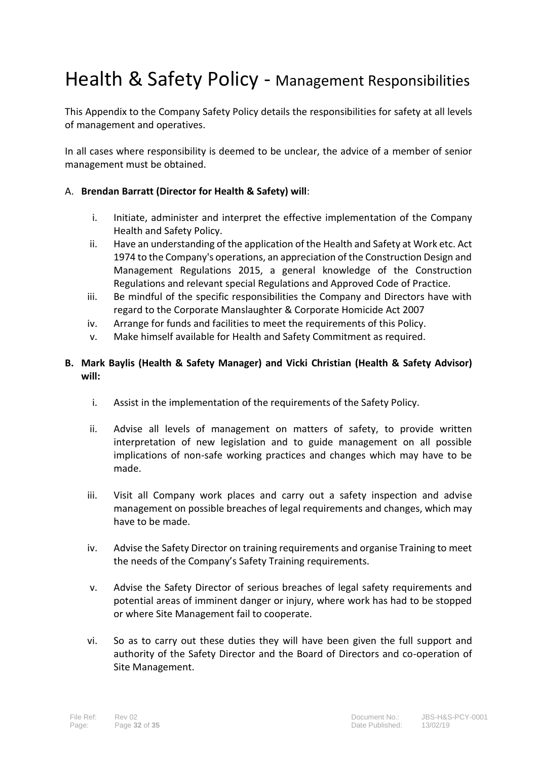# Health & Safety Policy - Management Responsibilities

This Appendix to the Company Safety Policy details the responsibilities for safety at all levels of management and operatives.

In all cases where responsibility is deemed to be unclear, the advice of a member of senior management must be obtained.

A. **Brendan Barratt (Director for Health & Safety) will**:

   i. Initiate, administer and interpret the effective implementation of the Company Health and Safety Policy.
   ii. Have an understanding of the application of the Health and Safety at Work etc. Act 1974 to the Company's operations, an appreciation of the Construction Design and Management Regulations 2015, a general knowledge of the Construction Regulations and relevant special Regulations and Approved Code of Practice.
   iii. Be mindful of the specific responsibilities the Company and Directors have with regard to the Corporate Manslaughter & Corporate Homicide Act 2007
   iv. Arrange for funds and facilities to meet the requirements of this Policy.
   v. Make himself available for Health and Safety Commitment as required.

**B. Mark Baylis (Health & Safety Manager) and Vicki Christian (Health & Safety Advisor) will:**

   i. Assist in the implementation of the requirements of the Safety Policy.

   ii. Advise all levels of management on matters of safety, to provide written interpretation of new legislation and to guide management on all possible implications of non-safe working practices and changes which may have to be made.

   iii. Visit all Company work places and carry out a safety inspection and advise management on possible breaches of legal requirements and changes, which may have to be made.

   iv. Advise the Safety Director on training requirements and organise Training to meet the needs of the Company's Safety Training requirements.

   v. Advise the Safety Director of serious breaches of legal safety requirements and potential areas of imminent danger or injury, where work has had to be stopped or where Site Management fail to cooperate.

   vi. So as to carry out these duties they will have been given the full support and authority of the Safety Director and the Board of Directors and co-operation of Site Management.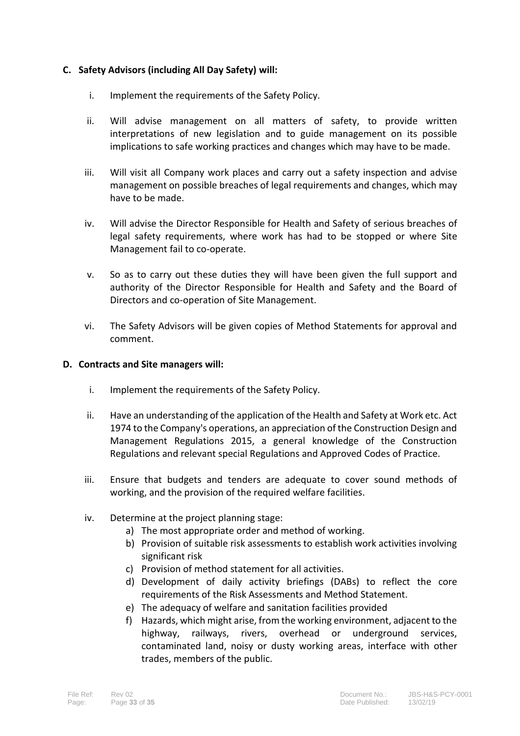**C. Safety Advisors (including All Day Safety) will:**

i. Implement the requirements of the Safety Policy.

ii. Will advise management on all matters of safety, to provide written interpretations of new legislation and to guide management on its possible implications to safe working practices and changes which may have to be made.

iii. Will visit all Company work places and carry out a safety inspection and advise management on possible breaches of legal requirements and changes, which may have to be made.

iv. Will advise the Director Responsible for Health and Safety of serious breaches of legal safety requirements, where work has had to be stopped or where Site Management fail to co-operate.

v. So as to carry out these duties they will have been given the full support and authority of the Director Responsible for Health and Safety and the Board of Directors and co-operation of Site Management.

vi. The Safety Advisors will be given copies of Method Statements for approval and comment.

**D. Contracts and Site managers will:**

i. Implement the requirements of the Safety Policy.

ii. Have an understanding of the application of the Health and Safety at Work etc. Act 1974 to the Company's operations, an appreciation of the Construction Design and Management Regulations 2015, a general knowledge of the Construction Regulations and relevant special Regulations and Approved Codes of Practice.

iii. Ensure that budgets and tenders are adequate to cover sound methods of working, and the provision of the required welfare facilities.

iv. Determine at the project planning stage:
   a) The most appropriate order and method of working.
   b) Provision of suitable risk assessments to establish work activities involving significant risk
   c) Provision of method statement for all activities.
   d) Development of daily activity briefings (DABs) to reflect the core requirements of the Risk Assessments and Method Statement.
   e) The adequacy of welfare and sanitation facilities provided
   f) Hazards, which might arise, from the working environment, adjacent to the highway, railways, rivers, overhead or underground services, contaminated land, noisy or dusty working areas, interface with other trades, members of the public.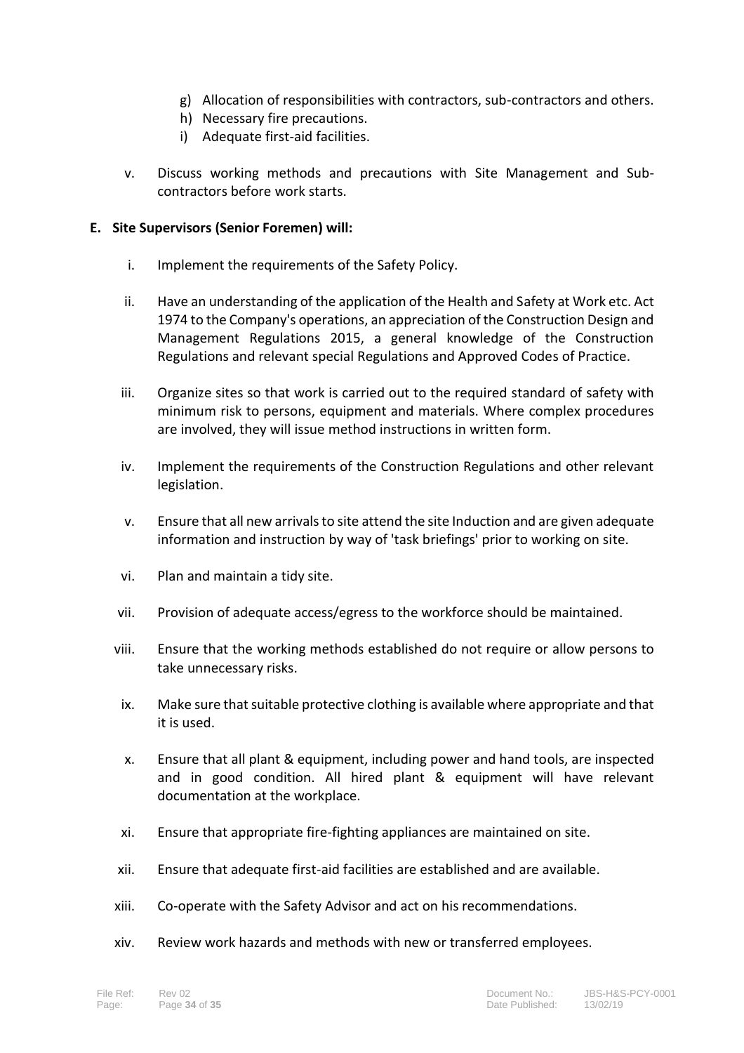g) Allocation of responsibilities with contractors, sub-contractors and others.
h) Necessary fire precautions.
i) Adequate first-aid facilities.

v. Discuss working methods and precautions with Site Management and Sub-contractors before work starts.

**E. Site Supervisors (Senior Foremen) will:**

i. Implement the requirements of the Safety Policy.

ii. Have an understanding of the application of the Health and Safety at Work etc. Act 1974 to the Company's operations, an appreciation of the Construction Design and Management Regulations 2015, a general knowledge of the Construction Regulations and relevant special Regulations and Approved Codes of Practice.

iii. Organize sites so that work is carried out to the required standard of safety with minimum risk to persons, equipment and materials. Where complex procedures are involved, they will issue method instructions in written form.

iv. Implement the requirements of the Construction Regulations and other relevant legislation.

v. Ensure that all new arrivals to site attend the site Induction and are given adequate information and instruction by way of 'task briefings' prior to working on site.

vi. Plan and maintain a tidy site.

vii. Provision of adequate access/egress to the workforce should be maintained.

viii. Ensure that the working methods established do not require or allow persons to take unnecessary risks.

ix. Make sure that suitable protective clothing is available where appropriate and that it is used.

x. Ensure that all plant & equipment, including power and hand tools, are inspected and in good condition. All hired plant & equipment will have relevant documentation at the workplace.

xi. Ensure that appropriate fire-fighting appliances are maintained on site.

xii. Ensure that adequate first-aid facilities are established and are available.

xiii. Co-operate with the Safety Advisor and act on his recommendations.

xiv. Review work hazards and methods with new or transferred employees.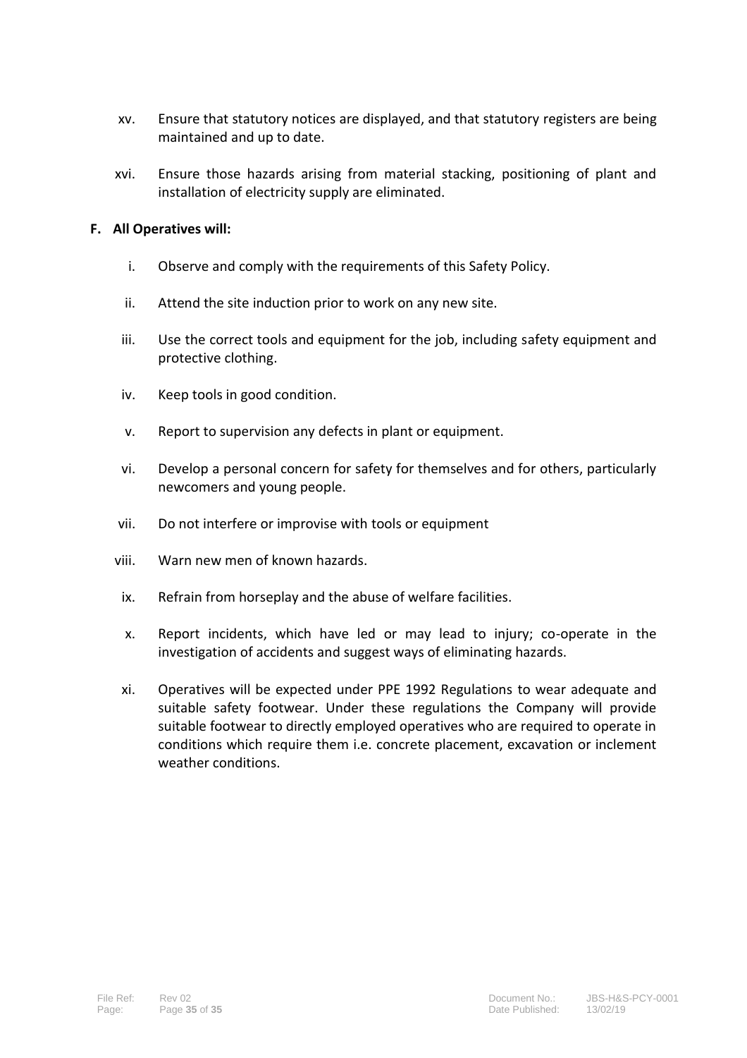xv. Ensure that statutory notices are displayed, and that statutory registers are being maintained and up to date.

xvi. Ensure those hazards arising from material stacking, positioning of plant and installation of electricity supply are eliminated.

**F. All Operatives will:**

i. Observe and comply with the requirements of this Safety Policy.

ii. Attend the site induction prior to work on any new site.

iii. Use the correct tools and equipment for the job, including safety equipment and protective clothing.

iv. Keep tools in good condition.

v. Report to supervision any defects in plant or equipment.

vi. Develop a personal concern for safety for themselves and for others, particularly newcomers and young people.

vii. Do not interfere or improvise with tools or equipment

viii. Warn new men of known hazards.

ix. Refrain from horseplay and the abuse of welfare facilities.

x. Report incidents, which have led or may lead to injury; co-operate in the investigation of accidents and suggest ways of eliminating hazards.

xi. Operatives will be expected under PPE 1992 Regulations to wear adequate and suitable safety footwear. Under these regulations the Company will provide suitable footwear to directly employed operatives who are required to operate in conditions which require them i.e. concrete placement, excavation or inclement weather conditions.